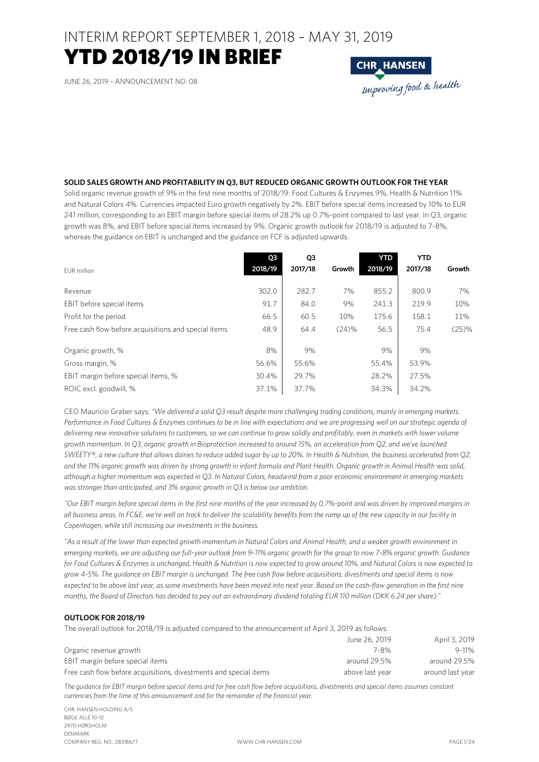# INTERIM REPORT SEPTEMBER 1, 2018 – MAY 31, 2019

# YTD 2018/19 IN BRIEF

JUNE 26, 2019 – ANNOUNCEMENT NO. 08

**SOLID SALES GROWTH AND PROFITABILITY IN Q3, BUT REDUCED ORGANIC GROWTH OUTLOOK FOR THE YEAR**

Solid organic revenue growth of 9% in the first nine months of 2018/19: Food Cultures & Enzymes 9%, Health & Nutrition 11% and Natural Colors 4%. Currencies impacted Euro growth negatively by 2%. EBIT before special items increased by 10% to EUR 241 million, corresponding to an EBIT margin before special items of 28.2% up 0.7%-point compared to last year. In Q3, organic growth was 8%, and EBIT before special items increased by 9%. Organic growth outlook for 2018/19 is adjusted to 7-8%, whereas the guidance on EBIT is unchanged and the guidance on FCF is adjusted upwards.

| EUR million | Q3 2018/19 | Q3 2017/18 | Growth | YTD 2018/19 | YTD 2017/18 | Growth |
|---|---|---|---|---|---|---|
| Revenue | 302.0 | 282.7 | 7% | 855.2 | 800.9 | 7% |
| EBIT before special items | 91.7 | 84.0 | 9% | 241.3 | 219.9 | 10% |
| Profit for the period | 66.5 | 60.5 | 10% | 175.6 | 158.1 | 11% |
| Free cash flow before acquisitions and special items | 48.9 | 64.4 | (24)% | 56.5 | 75.4 | (25)% |
| Organic growth, % | 8% | 9% | | 9% | 9% | |
| Gross margin, % | 56.6% | 55.6% | | 55.4% | 53.9% | |
| EBIT margin before special items, % | 30.4% | 29.7% | | 28.2% | 27.5% | |
| ROIC excl. goodwill, % | 37.1% | 37.7% | | 34.3% | 34.2% | |

CEO Mauricio Graber says: *"We delivered a solid Q3 result despite more challenging trading conditions, mainly in emerging markets. Performance in Food Cultures & Enzymes continues to be in line with expectations and we are progressing well on our strategic agenda of delivering new innovative solutions to customers, so we can continue to grow solidly and profitably, even in markets with lower volume growth momentum. In Q3, organic growth in Bioprotection increased to around 15%, an acceleration from Q2, and we've launched SWEETY®, a new culture that allows dairies to reduce added sugar by up to 20%. In Health & Nutrition, the business accelerated from Q2, and the 11% organic growth was driven by strong growth in infant formula and Plant Health. Organic growth in Animal Health was solid, although a higher momentum was expected in Q3. In Natural Colors, headwind from a poor economic environment in emerging markets was stronger than anticipated, and 3% organic growth in Q3 is below our ambition.*

*"Our EBIT margin before special items in the first nine months of the year increased by 0.7%-point and was driven by improved margins in all business areas. In FC&E, we're well on track to deliver the scalability benefits from the ramp up of the new capacity in our facility in Copenhagen, while still increasing our investments in the business.*

*"As a result of the lower than expected growth momentum in Natural Colors and Animal Health, and a weaker growth environment in emerging markets, we are adjusting our full-year outlook from 9-11% organic growth for the group to now 7-8% organic growth. Guidance for Food Cultures & Enzymes is unchanged, Health & Nutrition is now expected to grow around 10%, and Natural Colors is now expected to grow 4-5%. The guidance on EBIT margin is unchanged. The free cash flow before acquisitions, divestments and special items is now expected to be above last year, as some investments have been moved into next year. Based on the cash-flow generation in the first nine months, the Board of Directors has decided to pay out an extraordinary dividend totaling EUR 110 million (DKK 6.24 per share)."*

**OUTLOOK FOR 2018/19**

The overall outlook for 2018/19 is adjusted compared to the announcement of April 3, 2019 as follows:

| | June 26, 2019 | April 3, 2019 |
|---|---|---|
| Organic revenue growth | 7-8% | 9-11% |
| EBIT margin before special items | around 29.5% | around 29.5% |
| Free cash flow before acquisitions, divestments and special items | above last year | around last year |

*The guidance for EBIT margin before special items and for free cash flow before acquisitions, divestments and special items assumes constant currencies from the time of this announcement and for the remainder of the financial year.*

CHR. HANSEN HOLDING A/S
BØGE ALLÉ 10-12
2970 HØRSHOLM
DENMARK
COMPANY REG. NO.: 28318677

WWW.CHR-HANSEN.COM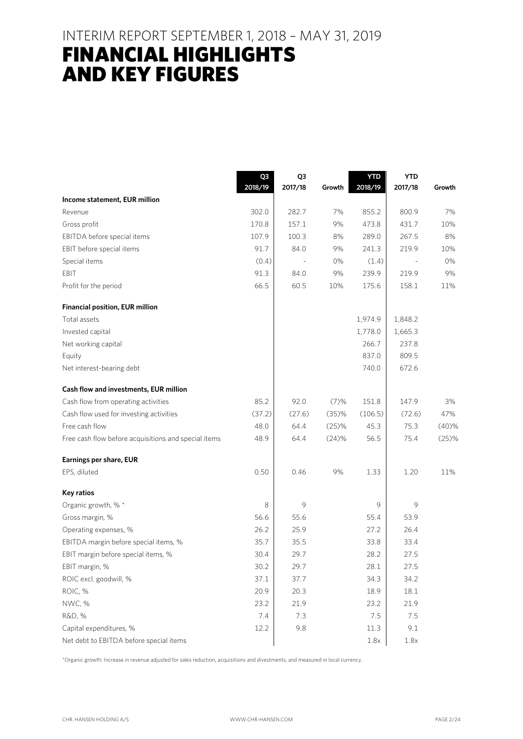# INTERIM REPORT SEPTEMBER 1, 2018 – MAY 31, 2019

# FINANCIAL HIGHLIGHTS AND KEY FIGURES

| | Q3 2018/19 | Q3 2017/18 | Growth | YTD 2018/19 | YTD 2017/18 | Growth |
|---|---|---|---|---|---|---|
| **Income statement, EUR million** | | | | | | |
| Revenue | 302.0 | 282.7 | 7% | 855.2 | 800.9 | 7% |
| Gross profit | 170.8 | 157.1 | 9% | 473.8 | 431.7 | 10% |
| EBITDA before special items | 107.9 | 100.3 | 8% | 289.0 | 267.5 | 8% |
| EBIT before special items | 91.7 | 84.0 | 9% | 241.3 | 219.9 | 10% |
| Special items | (0.4) | - | 0% | (1.4) | - | 0% |
| EBIT | 91.3 | 84.0 | 9% | 239.9 | 219.9 | 9% |
| Profit for the period | 66.5 | 60.5 | 10% | 175.6 | 158.1 | 11% |
| **Financial position, EUR million** | | | | | | |
| Total assets | | | | 1,974.9 | 1,848.2 | |
| Invested capital | | | | 1,778.0 | 1,665.3 | |
| Net working capital | | | | 266.7 | 237.8 | |
| Equity | | | | 837.0 | 809.5 | |
| Net interest-bearing debt | | | | 740.0 | 672.6 | |
| **Cash flow and investments, EUR million** | | | | | | |
| Cash flow from operating activities | 85.2 | 92.0 | (7)% | 151.8 | 147.9 | 3% |
| Cash flow used for investing activities | (37.2) | (27.6) | (35)% | (106.5) | (72.6) | 47% |
| Free cash flow | 48.0 | 64.4 | (25)% | 45.3 | 75.3 | (40)% |
| Free cash flow before acquisitions and special items | 48.9 | 64.4 | (24)% | 56.5 | 75.4 | (25)% |
| **Earnings per share, EUR** | | | | | | |
| EPS, diluted | 0.50 | 0.46 | 9% | 1.33 | 1.20 | 11% |
| **Key ratios** | | | | | | |
| Organic growth, % * | 8 | 9 | | 9 | 9 | |
| Gross margin, % | 56.6 | 55.6 | | 55.4 | 53.9 | |
| Operating expenses, % | 26.2 | 25.9 | | 27.2 | 26.4 | |
| EBITDA margin before special items, % | 35.7 | 35.5 | | 33.8 | 33.4 | |
| EBIT margin before special items, % | 30.4 | 29.7 | | 28.2 | 27.5 | |
| EBIT margin, % | 30.2 | 29.7 | | 28.1 | 27.5 | |
| ROIC excl. goodwill, % | 37.1 | 37.7 | | 34.3 | 34.2 | |
| ROIC, % | 20.9 | 20.3 | | 18.9 | 18.1 | |
| NWC, % | 23.2 | 21.9 | | 23.2 | 21.9 | |
| R&D, % | 7.4 | 7.3 | | 7.5 | 7.5 | |
| Capital expenditures, % | 12.2 | 9.8 | | 11.3 | 9.1 | |
| Net debt to EBITDA before special items | | | | 1.8x | 1.8x | |

*Organic growth: Increase in revenue adjusted for sales reduction, acquisitions and divestments, and measured in local currency.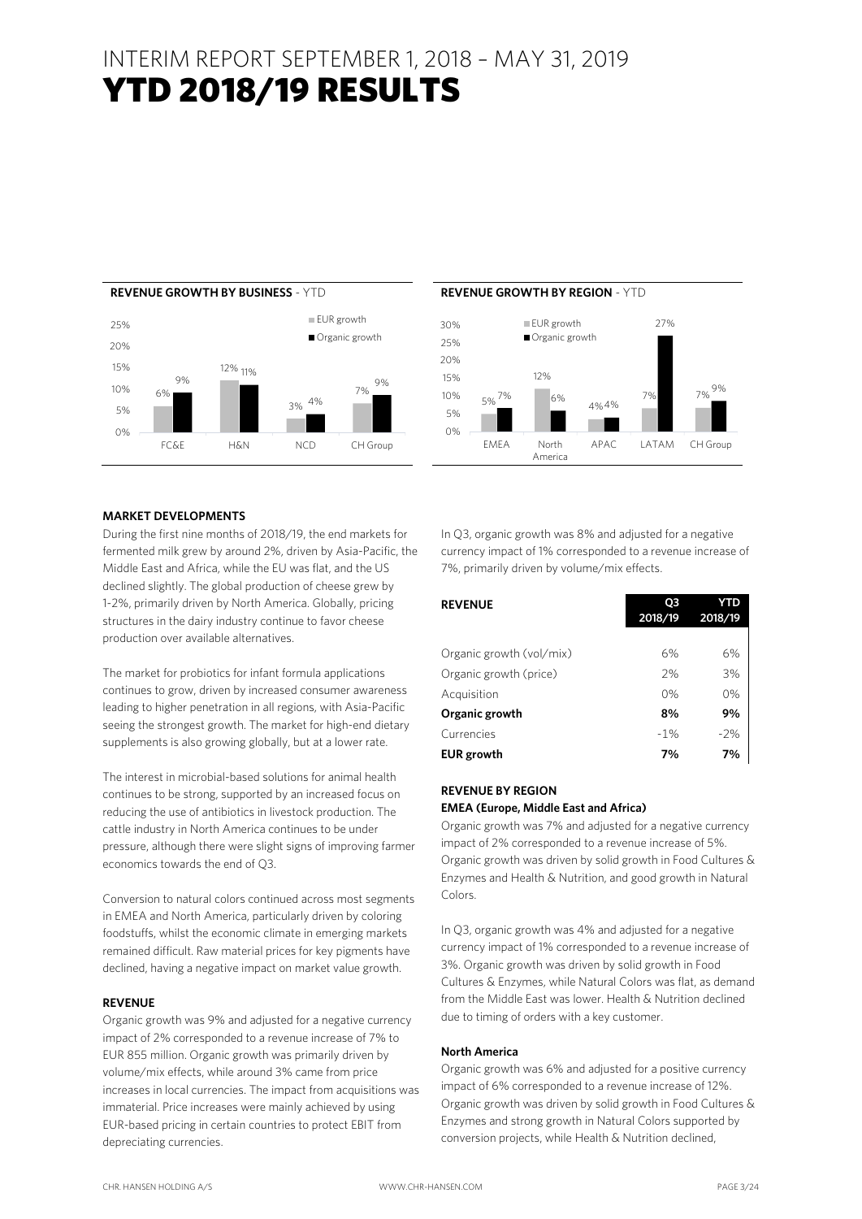# INTERIM REPORT SEPTEMBER 1, 2018 – MAY 31, 2019
# YTD 2018/19 RESULTS

**REVENUE GROWTH BY BUSINESS** - YTD

| | EUR growth | Organic growth |
|---|---|---|
| FC&E | 6% | 9% |
| H&N | 12% | 11% |
| NCD | 3% | 4% |
| CH Group | 7% | 9% |

**REVENUE GROWTH BY REGION** - YTD

| | EUR growth | Organic growth |
|---|---|---|
| EMEA | 5% | 7% |
| North America | 12% | 6% |
| APAC | 4% | 4% |
| LATAM | 7% | 27% |
| CH Group | 7% | 9% |

**MARKET DEVELOPMENTS**

During the first nine months of 2018/19, the end markets for fermented milk grew by around 2%, driven by Asia-Pacific, the Middle East and Africa, while the EU was flat, and the US declined slightly. The global production of cheese grew by 1-2%, primarily driven by North America. Globally, pricing structures in the dairy industry continue to favor cheese production over available alternatives.

The market for probiotics for infant formula applications continues to grow, driven by increased consumer awareness leading to higher penetration in all regions, with Asia-Pacific seeing the strongest growth. The market for high-end dietary supplements is also growing globally, but at a lower rate.

The interest in microbial-based solutions for animal health continues to be strong, supported by an increased focus on reducing the use of antibiotics in livestock production. The cattle industry in North America continues to be under pressure, although there were slight signs of improving farmer economics towards the end of Q3.

Conversion to natural colors continued across most segments in EMEA and North America, particularly driven by coloring foodstuffs, whilst the economic climate in emerging markets remained difficult. Raw material prices for key pigments have declined, having a negative impact on market value growth.

**REVENUE**

Organic growth was 9% and adjusted for a negative currency impact of 2% corresponded to a revenue increase of 7% to EUR 855 million. Organic growth was primarily driven by volume/mix effects, while around 3% came from price increases in local currencies. The impact from acquisitions was immaterial. Price increases were mainly achieved by using EUR-based pricing in certain countries to protect EBIT from depreciating currencies.

In Q3, organic growth was 8% and adjusted for a negative currency impact of 1% corresponded to a revenue increase of 7%, primarily driven by volume/mix effects.

| **REVENUE** | **Q3 2018/19** | **YTD 2018/19** |
|---|---|---|
| Organic growth (vol/mix) | 6% | 6% |
| Organic growth (price) | 2% | 3% |
| Acquisition | 0% | 0% |
| **Organic growth** | **8%** | **9%** |
| Currencies | -1% | -2% |
| **EUR growth** | **7%** | **7%** |

**REVENUE BY REGION**

**EMEA (Europe, Middle East and Africa)**

Organic growth was 7% and adjusted for a negative currency impact of 2% corresponded to a revenue increase of 5%. Organic growth was driven by solid growth in Food Cultures & Enzymes and Health & Nutrition, and good growth in Natural Colors.

In Q3, organic growth was 4% and adjusted for a negative currency impact of 1% corresponded to a revenue increase of 3%. Organic growth was driven by solid growth in Food Cultures & Enzymes, while Natural Colors was flat, as demand from the Middle East was lower. Health & Nutrition declined due to timing of orders with a key customer.

**North America**

Organic growth was 6% and adjusted for a positive currency impact of 6% corresponded to a revenue increase of 12%. Organic growth was driven by solid growth in Food Cultures & Enzymes and strong growth in Natural Colors supported by conversion projects, while Health & Nutrition declined,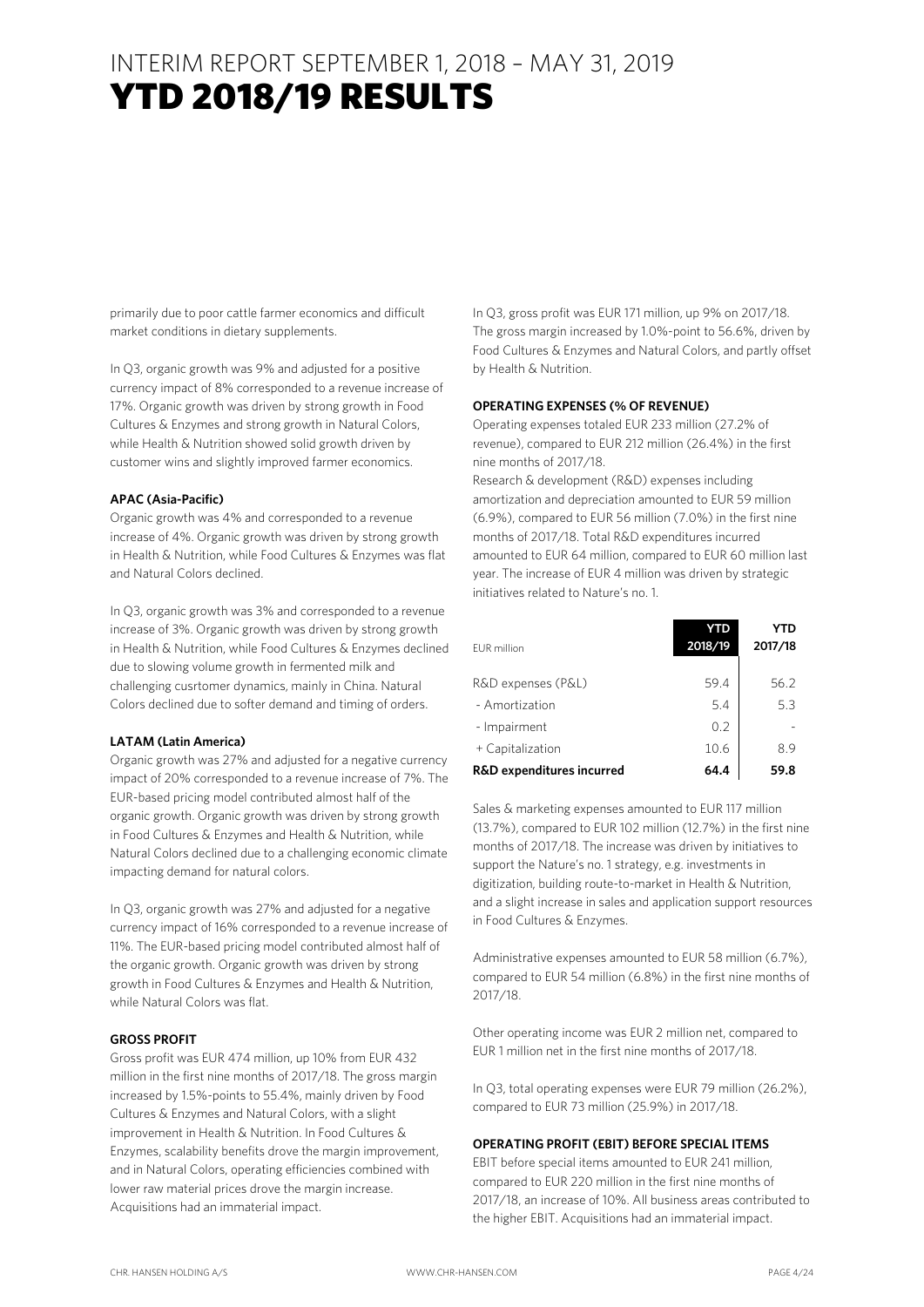# INTERIM REPORT SEPTEMBER 1, 2018 – MAY 31, 2019
# YTD 2018/19 RESULTS

primarily due to poor cattle farmer economics and difficult market conditions in dietary supplements.

In Q3, organic growth was 9% and adjusted for a positive currency impact of 8% corresponded to a revenue increase of 17%. Organic growth was driven by strong growth in Food Cultures & Enzymes and strong growth in Natural Colors, while Health & Nutrition showed solid growth driven by customer wins and slightly improved farmer economics.

**APAC (Asia-Pacific)**

Organic growth was 4% and corresponded to a revenue increase of 4%. Organic growth was driven by strong growth in Health & Nutrition, while Food Cultures & Enzymes was flat and Natural Colors declined.

In Q3, organic growth was 3% and corresponded to a revenue increase of 3%. Organic growth was driven by strong growth in Health & Nutrition, while Food Cultures & Enzymes declined due to slowing volume growth in fermented milk and challenging cusrtomer dynamics, mainly in China. Natural Colors declined due to softer demand and timing of orders.

**LATAM (Latin America)**

Organic growth was 27% and adjusted for a negative currency impact of 20% corresponded to a revenue increase of 7%. The EUR-based pricing model contributed almost half of the organic growth. Organic growth was driven by strong growth in Food Cultures & Enzymes and Health & Nutrition, while Natural Colors declined due to a challenging economic climate impacting demand for natural colors.

In Q3, organic growth was 27% and adjusted for a negative currency impact of 16% corresponded to a revenue increase of 11%. The EUR-based pricing model contributed almost half of the organic growth. Organic growth was driven by strong growth in Food Cultures & Enzymes and Health & Nutrition, while Natural Colors was flat.

**GROSS PROFIT**

Gross profit was EUR 474 million, up 10% from EUR 432 million in the first nine months of 2017/18. The gross margin increased by 1.5%-points to 55.4%, mainly driven by Food Cultures & Enzymes and Natural Colors, with a slight improvement in Health & Nutrition. In Food Cultures & Enzymes, scalability benefits drove the margin improvement, and in Natural Colors, operating efficiencies combined with lower raw material prices drove the margin increase. Acquisitions had an immaterial impact.

In Q3, gross profit was EUR 171 million, up 9% on 2017/18. The gross margin increased by 1.0%-point to 56.6%, driven by Food Cultures & Enzymes and Natural Colors, and partly offset by Health & Nutrition.

**OPERATING EXPENSES (% OF REVENUE)**

Operating expenses totaled EUR 233 million (27.2% of revenue), compared to EUR 212 million (26.4%) in the first nine months of 2017/18.

Research & development (R&D) expenses including amortization and depreciation amounted to EUR 59 million (6.9%), compared to EUR 56 million (7.0%) in the first nine months of 2017/18. Total R&D expenditures incurred amounted to EUR 64 million, compared to EUR 60 million last year. The increase of EUR 4 million was driven by strategic initiatives related to Nature's no. 1.

| EUR million | YTD 2018/19 | YTD 2017/18 |
|---|---|---|
| R&D expenses (P&L) | 59.4 | 56.2 |
| - Amortization | 5.4 | 5.3 |
| - Impairment | 0.2 | - |
| + Capitalization | 10.6 | 8.9 |
| **R&D expenditures incurred** | **64.4** | **59.8** |

Sales & marketing expenses amounted to EUR 117 million (13.7%), compared to EUR 102 million (12.7%) in the first nine months of 2017/18. The increase was driven by initiatives to support the Nature's no. 1 strategy, e.g. investments in digitization, building route-to-market in Health & Nutrition, and a slight increase in sales and application support resources in Food Cultures & Enzymes.

Administrative expenses amounted to EUR 58 million (6.7%), compared to EUR 54 million (6.8%) in the first nine months of 2017/18.

Other operating income was EUR 2 million net, compared to EUR 1 million net in the first nine months of 2017/18.

In Q3, total operating expenses were EUR 79 million (26.2%), compared to EUR 73 million (25.9%) in 2017/18.

**OPERATING PROFIT (EBIT) BEFORE SPECIAL ITEMS**

EBIT before special items amounted to EUR 241 million, compared to EUR 220 million in the first nine months of 2017/18, an increase of 10%. All business areas contributed to the higher EBIT. Acquisitions had an immaterial impact.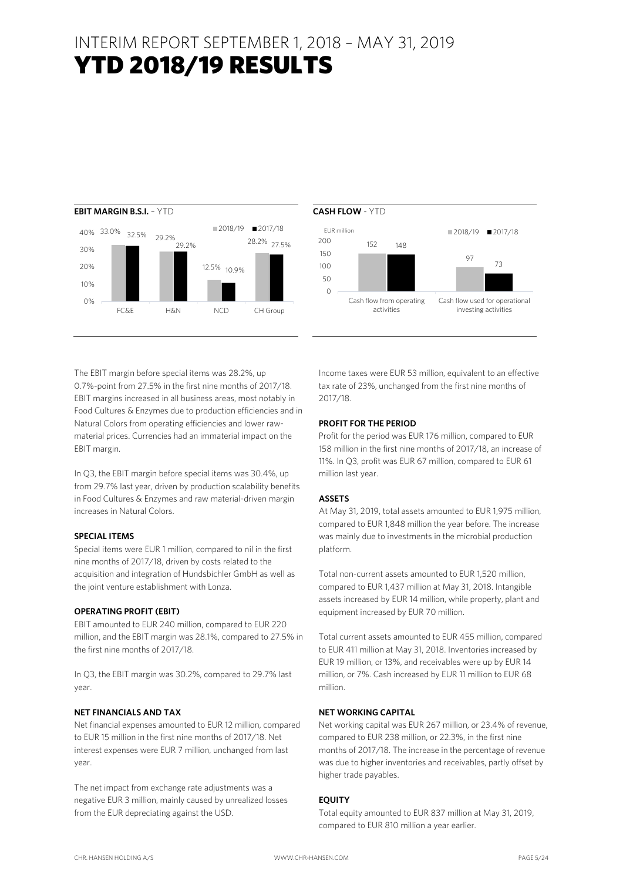# INTERIM REPORT SEPTEMBER 1, 2018 – MAY 31, 2019

# YTD 2018/19 RESULTS

**EBIT MARGIN B.S.I.** – YTD

| | 2018/19 | 2017/18 |
|---|---|---|
| FC&E | 33.0% | 32.5% |
| H&N | 29.2% | 29.2% |
| NCD | 12.5% | 10.9% |
| CH Group | 28.2% | 27.5% |

**CASH FLOW** - YTD

EUR million

| | 2018/19 | 2017/18 |
|---|---|---|
| Cash flow from operating activities | 152 | 148 |
| Cash flow used for operational investing activities | 97 | 73 |

The EBIT margin before special items was 28.2%, up 0.7%-point from 27.5% in the first nine months of 2017/18. EBIT margins increased in all business areas, most notably in Food Cultures & Enzymes due to production efficiencies and in Natural Colors from operating efficiencies and lower raw-material prices. Currencies had an immaterial impact on the EBIT margin.

In Q3, the EBIT margin before special items was 30.4%, up from 29.7% last year, driven by production scalability benefits in Food Cultures & Enzymes and raw material-driven margin increases in Natural Colors.

**SPECIAL ITEMS**

Special items were EUR 1 million, compared to nil in the first nine months of 2017/18, driven by costs related to the acquisition and integration of Hundsbichler GmbH as well as the joint venture establishment with Lonza.

**OPERATING PROFIT (EBIT)**

EBIT amounted to EUR 240 million, compared to EUR 220 million, and the EBIT margin was 28.1%, compared to 27.5% in the first nine months of 2017/18.

In Q3, the EBIT margin was 30.2%, compared to 29.7% last year.

**NET FINANCIALS AND TAX**

Net financial expenses amounted to EUR 12 million, compared to EUR 15 million in the first nine months of 2017/18. Net interest expenses were EUR 7 million, unchanged from last year.

The net impact from exchange rate adjustments was a negative EUR 3 million, mainly caused by unrealized losses from the EUR depreciating against the USD.

Income taxes were EUR 53 million, equivalent to an effective tax rate of 23%, unchanged from the first nine months of 2017/18.

**PROFIT FOR THE PERIOD**

Profit for the period was EUR 176 million, compared to EUR 158 million in the first nine months of 2017/18, an increase of 11%. In Q3, profit was EUR 67 million, compared to EUR 61 million last year.

**ASSETS**

At May 31, 2019, total assets amounted to EUR 1,975 million, compared to EUR 1,848 million the year before. The increase was mainly due to investments in the microbial production platform.

Total non-current assets amounted to EUR 1,520 million, compared to EUR 1,437 million at May 31, 2018. Intangible assets increased by EUR 14 million, while property, plant and equipment increased by EUR 70 million.

Total current assets amounted to EUR 455 million, compared to EUR 411 million at May 31, 2018. Inventories increased by EUR 19 million, or 13%, and receivables were up by EUR 14 million, or 7%. Cash increased by EUR 11 million to EUR 68 million.

**NET WORKING CAPITAL**

Net working capital was EUR 267 million, or 23.4% of revenue, compared to EUR 238 million, or 22.3%, in the first nine months of 2017/18. The increase in the percentage of revenue was due to higher inventories and receivables, partly offset by higher trade payables.

**EQUITY**

Total equity amounted to EUR 837 million at May 31, 2019, compared to EUR 810 million a year earlier.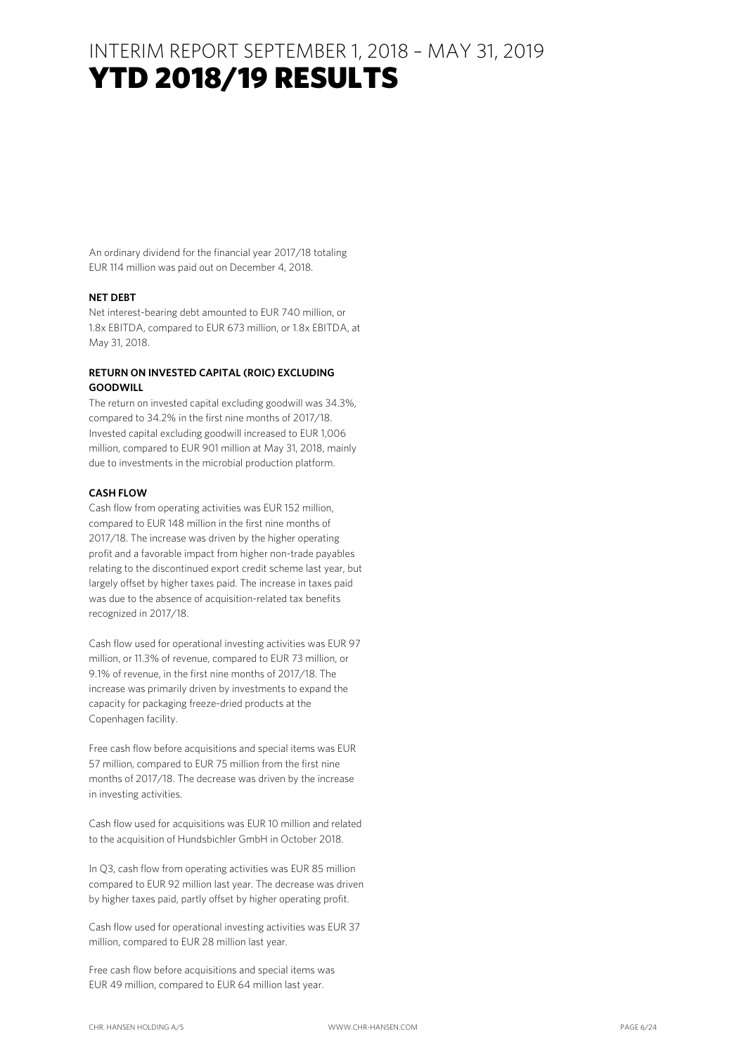# INTERIM REPORT SEPTEMBER 1, 2018 – MAY 31, 2019
# YTD 2018/19 RESULTS

An ordinary dividend for the financial year 2017/18 totaling EUR 114 million was paid out on December 4, 2018.

**NET DEBT**

Net interest-bearing debt amounted to EUR 740 million, or 1.8x EBITDA, compared to EUR 673 million, or 1.8x EBITDA, at May 31, 2018.

**RETURN ON INVESTED CAPITAL (ROIC) EXCLUDING GOODWILL**

The return on invested capital excluding goodwill was 34.3%, compared to 34.2% in the first nine months of 2017/18. Invested capital excluding goodwill increased to EUR 1,006 million, compared to EUR 901 million at May 31, 2018, mainly due to investments in the microbial production platform.

**CASH FLOW**

Cash flow from operating activities was EUR 152 million, compared to EUR 148 million in the first nine months of 2017/18. The increase was driven by the higher operating profit and a favorable impact from higher non-trade payables relating to the discontinued export credit scheme last year, but largely offset by higher taxes paid. The increase in taxes paid was due to the absence of acquisition-related tax benefits recognized in 2017/18.

Cash flow used for operational investing activities was EUR 97 million, or 11.3% of revenue, compared to EUR 73 million, or 9.1% of revenue, in the first nine months of 2017/18. The increase was primarily driven by investments to expand the capacity for packaging freeze-dried products at the Copenhagen facility.

Free cash flow before acquisitions and special items was EUR 57 million, compared to EUR 75 million from the first nine months of 2017/18. The decrease was driven by the increase in investing activities.

Cash flow used for acquisitions was EUR 10 million and related to the acquisition of Hundsbichler GmbH in October 2018.

In Q3, cash flow from operating activities was EUR 85 million compared to EUR 92 million last year. The decrease was driven by higher taxes paid, partly offset by higher operating profit.

Cash flow used for operational investing activities was EUR 37 million, compared to EUR 28 million last year.

Free cash flow before acquisitions and special items was EUR 49 million, compared to EUR 64 million last year.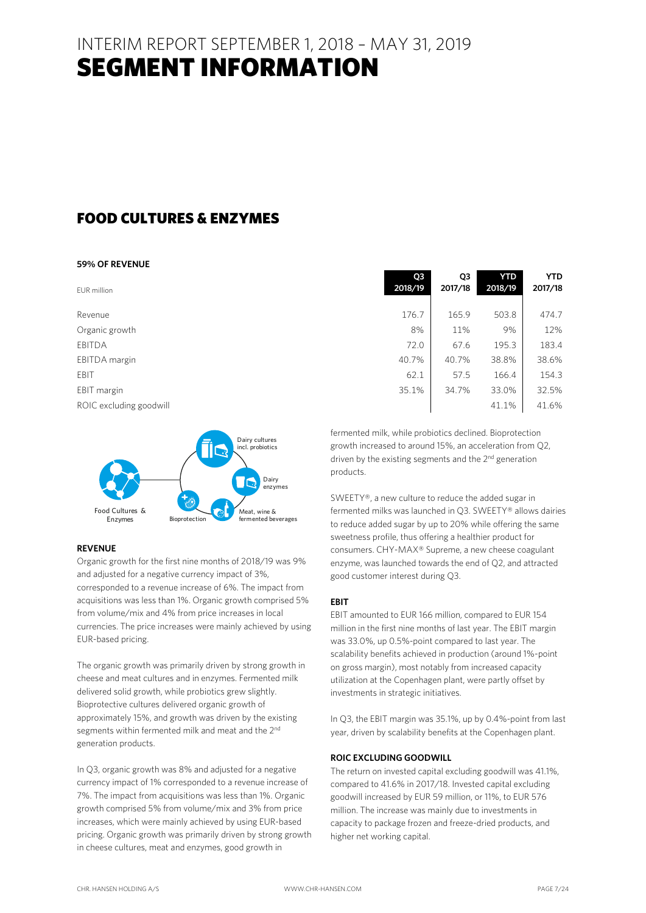# INTERIM REPORT SEPTEMBER 1, 2018 – MAY 31, 2019
# SEGMENT INFORMATION

## FOOD CULTURES & ENZYMES

**59% OF REVENUE**

| EUR million | Q3 2018/19 | Q3 2017/18 | YTD 2018/19 | YTD 2017/18 |
|---|---|---|---|---|
| Revenue | 176.7 | 165.9 | 503.8 | 474.7 |
| Organic growth | 8% | 11% | 9% | 12% |
| EBITDA | 72.0 | 67.6 | 195.3 | 183.4 |
| EBITDA margin | 40.7% | 40.7% | 38.8% | 38.6% |
| EBIT | 62.1 | 57.5 | 166.4 | 154.3 |
| EBIT margin | 35.1% | 34.7% | 33.0% | 32.5% |
| ROIC excluding goodwill | | | 41.1% | 41.6% |

Food Cultures & Enzymes: Dairy cultures incl. probiotics; Dairy enzymes; Meat, wine & fermented beverages; Bioprotection

### REVENUE

Organic growth for the first nine months of 2018/19 was 9% and adjusted for a negative currency impact of 3%, corresponded to a revenue increase of 6%. The impact from acquisitions was less than 1%. Organic growth comprised 5% from volume/mix and 4% from price increases in local currencies. The price increases were mainly achieved by using EUR-based pricing.

The organic growth was primarily driven by strong growth in cheese and meat cultures and in enzymes. Fermented milk delivered solid growth, while probiotics grew slightly. Bioprotective cultures delivered organic growth of approximately 15%, and growth was driven by the existing segments within fermented milk and meat and the 2nd generation products.

In Q3, organic growth was 8% and adjusted for a negative currency impact of 1% corresponded to a revenue increase of 7%. The impact from acquisitions was less than 1%. Organic growth comprised 5% from volume/mix and 3% from price increases, which were mainly achieved by using EUR-based pricing. Organic growth was primarily driven by strong growth in cheese cultures, meat and enzymes, good growth in fermented milk, while probiotics declined. Bioprotection growth increased to around 15%, an acceleration from Q2, driven by the existing segments and the 2nd generation products.

SWEETY®, a new culture to reduce the added sugar in fermented milks was launched in Q3. SWEETY® allows dairies to reduce added sugar by up to 20% while offering the same sweetness profile, thus offering a healthier product for consumers. CHY-MAX® Supreme, a new cheese coagulant enzyme, was launched towards the end of Q2, and attracted good customer interest during Q3.

### EBIT

EBIT amounted to EUR 166 million, compared to EUR 154 million in the first nine months of last year. The EBIT margin was 33.0%, up 0.5%-point compared to last year. The scalability benefits achieved in production (around 1%-point on gross margin), most notably from increased capacity utilization at the Copenhagen plant, were partly offset by investments in strategic initiatives.

In Q3, the EBIT margin was 35.1%, up by 0.4%-point from last year, driven by scalability benefits at the Copenhagen plant.

### ROIC EXCLUDING GOODWILL

The return on invested capital excluding goodwill was 41.1%, compared to 41.6% in 2017/18. Invested capital excluding goodwill increased by EUR 59 million, or 11%, to EUR 576 million. The increase was mainly due to investments in capacity to package frozen and freeze-dried products, and higher net working capital.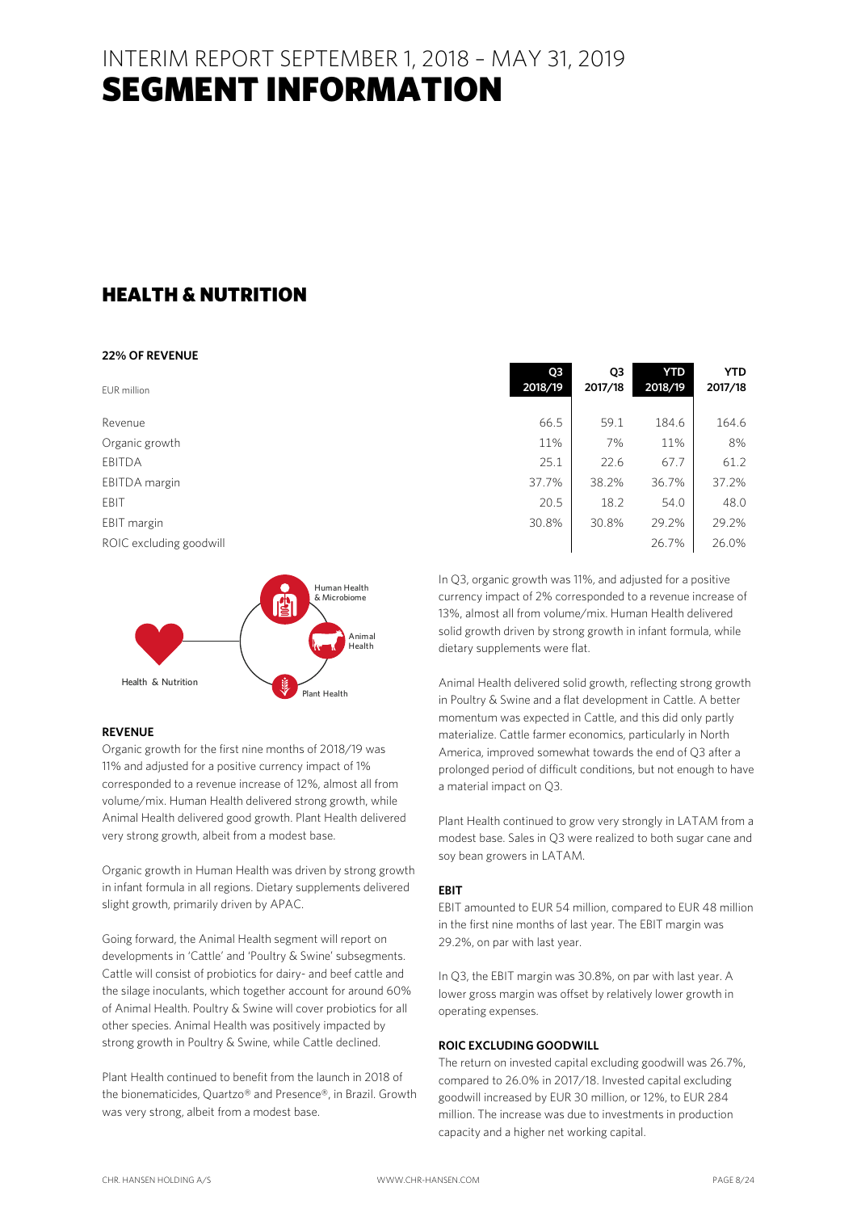# INTERIM REPORT SEPTEMBER 1, 2018 – MAY 31, 2019
# SEGMENT INFORMATION

## HEALTH & NUTRITION

**22% OF REVENUE**

| EUR million | Q3 2018/19 | Q3 2017/18 | YTD 2018/19 | YTD 2017/18 |
|---|---|---|---|---|
| Revenue | 66.5 | 59.1 | 184.6 | 164.6 |
| Organic growth | 11% | 7% | 11% | 8% |
| EBITDA | 25.1 | 22.6 | 67.7 | 61.2 |
| EBITDA margin | 37.7% | 38.2% | 36.7% | 37.2% |
| EBIT | 20.5 | 18.2 | 54.0 | 48.0 |
| EBIT margin | 30.8% | 30.8% | 29.2% | 29.2% |
| ROIC excluding goodwill | | | 26.7% | 26.0% |

Health & Nutrition — Human Health & Microbiome, Animal Health, Plant Health

**REVENUE**

Organic growth for the first nine months of 2018/19 was 11% and adjusted for a positive currency impact of 1% corresponded to a revenue increase of 12%, almost all from volume/mix. Human Health delivered strong growth, while Animal Health delivered good growth. Plant Health delivered very strong growth, albeit from a modest base.

Organic growth in Human Health was driven by strong growth in infant formula in all regions. Dietary supplements delivered slight growth, primarily driven by APAC.

Going forward, the Animal Health segment will report on developments in 'Cattle' and 'Poultry & Swine' subsegments. Cattle will consist of probiotics for dairy- and beef cattle and the silage inoculants, which together account for around 60% of Animal Health. Poultry & Swine will cover probiotics for all other species. Animal Health was positively impacted by strong growth in Poultry & Swine, while Cattle declined.

Plant Health continued to benefit from the launch in 2018 of the bionematicides, Quartzo® and Presence®, in Brazil. Growth was very strong, albeit from a modest base.

In Q3, organic growth was 11%, and adjusted for a positive currency impact of 2% corresponded to a revenue increase of 13%, almost all from volume/mix. Human Health delivered solid growth driven by strong growth in infant formula, while dietary supplements were flat.

Animal Health delivered solid growth, reflecting strong growth in Poultry & Swine and a flat development in Cattle. A better momentum was expected in Cattle, and this did only partly materialize. Cattle farmer economics, particularly in North America, improved somewhat towards the end of Q3 after a prolonged period of difficult conditions, but not enough to have a material impact on Q3.

Plant Health continued to grow very strongly in LATAM from a modest base. Sales in Q3 were realized to both sugar cane and soy bean growers in LATAM.

**EBIT**

EBIT amounted to EUR 54 million, compared to EUR 48 million in the first nine months of last year. The EBIT margin was 29.2%, on par with last year.

In Q3, the EBIT margin was 30.8%, on par with last year. A lower gross margin was offset by relatively lower growth in operating expenses.

**ROIC EXCLUDING GOODWILL**

The return on invested capital excluding goodwill was 26.7%, compared to 26.0% in 2017/18. Invested capital excluding goodwill increased by EUR 30 million, or 12%, to EUR 284 million. The increase was due to investments in production capacity and a higher net working capital.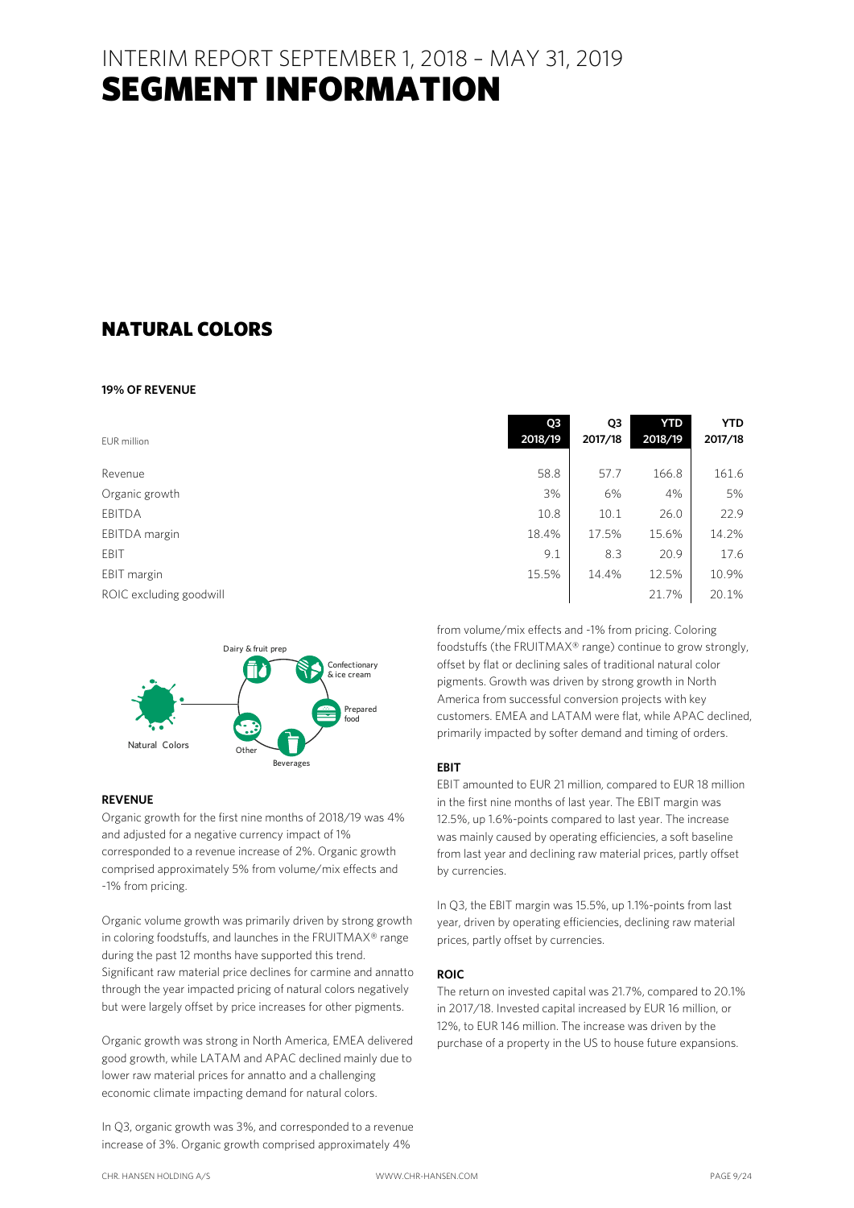# INTERIM REPORT SEPTEMBER 1, 2018 – MAY 31, 2019
# SEGMENT INFORMATION

## NATURAL COLORS

**19% OF REVENUE**

| EUR million | Q3 2018/19 | Q3 2017/18 | YTD 2018/19 | YTD 2017/18 |
|---|---|---|---|---|
| Revenue | 58.8 | 57.7 | 166.8 | 161.6 |
| Organic growth | 3% | 6% | 4% | 5% |
| EBITDA | 10.8 | 10.1 | 26.0 | 22.9 |
| EBITDA margin | 18.4% | 17.5% | 15.6% | 14.2% |
| EBIT | 9.1 | 8.3 | 20.9 | 17.6 |
| EBIT margin | 15.5% | 14.4% | 12.5% | 10.9% |
| ROIC excluding goodwill | | | 21.7% | 20.1% |

Natural Colors: Dairy & fruit prep, Confectionary & ice cream, Prepared food, Beverages, Other

### REVENUE

Organic growth for the first nine months of 2018/19 was 4% and adjusted for a negative currency impact of 1% corresponded to a revenue increase of 2%. Organic growth comprised approximately 5% from volume/mix effects and -1% from pricing.

Organic volume growth was primarily driven by strong growth in coloring foodstuffs, and launches in the FRUITMAX® range during the past 12 months have supported this trend. Significant raw material price declines for carmine and annatto through the year impacted pricing of natural colors negatively but were largely offset by price increases for other pigments.

Organic growth was strong in North America, EMEA delivered good growth, while LATAM and APAC declined mainly due to lower raw material prices for annatto and a challenging economic climate impacting demand for natural colors.

In Q3, organic growth was 3%, and corresponded to a revenue increase of 3%. Organic growth comprised approximately 4% from volume/mix effects and -1% from pricing. Coloring foodstuffs (the FRUITMAX® range) continue to grow strongly, offset by flat or declining sales of traditional natural color pigments. Growth was driven by strong growth in North America from successful conversion projects with key customers. EMEA and LATAM were flat, while APAC declined, primarily impacted by softer demand and timing of orders.

### EBIT

EBIT amounted to EUR 21 million, compared to EUR 18 million in the first nine months of last year. The EBIT margin was 12.5%, up 1.6%-points compared to last year. The increase was mainly caused by operating efficiencies, a soft baseline from last year and declining raw material prices, partly offset by currencies.

In Q3, the EBIT margin was 15.5%, up 1.1%-points from last year, driven by operating efficiencies, declining raw material prices, partly offset by currencies.

### ROIC

The return on invested capital was 21.7%, compared to 20.1% in 2017/18. Invested capital increased by EUR 16 million, or 12%, to EUR 146 million. The increase was driven by the purchase of a property in the US to house future expansions.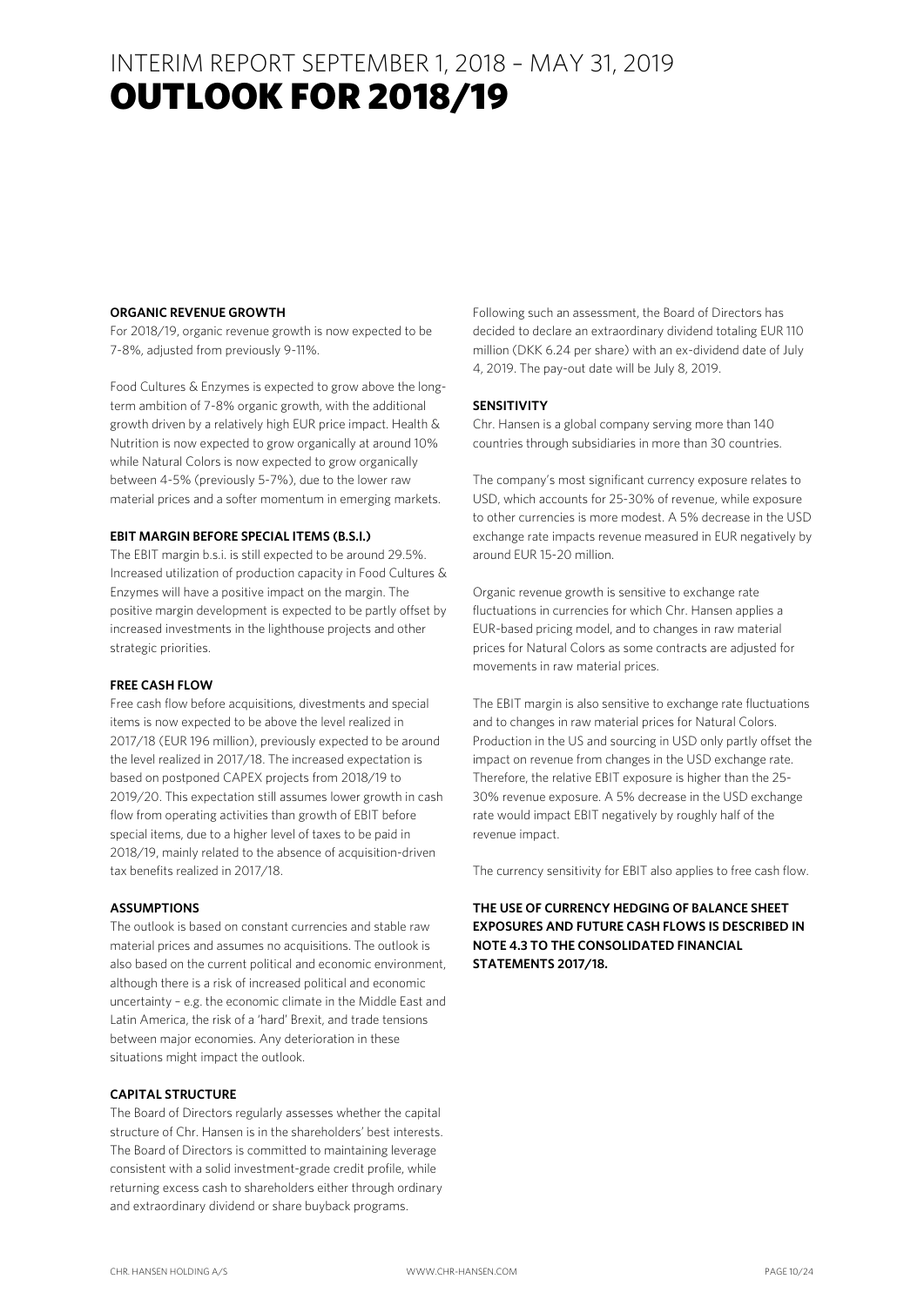# INTERIM REPORT SEPTEMBER 1, 2018 – MAY 31, 2019
# OUTLOOK FOR 2018/19

**ORGANIC REVENUE GROWTH**

For 2018/19, organic revenue growth is now expected to be 7-8%, adjusted from previously 9-11%.

Food Cultures & Enzymes is expected to grow above the long-term ambition of 7-8% organic growth, with the additional growth driven by a relatively high EUR price impact. Health & Nutrition is now expected to grow organically at around 10% while Natural Colors is now expected to grow organically between 4-5% (previously 5-7%), due to the lower raw material prices and a softer momentum in emerging markets.

**EBIT MARGIN BEFORE SPECIAL ITEMS (B.S.I.)**

The EBIT margin b.s.i. is still expected to be around 29.5%. Increased utilization of production capacity in Food Cultures & Enzymes will have a positive impact on the margin. The positive margin development is expected to be partly offset by increased investments in the lighthouse projects and other strategic priorities.

**FREE CASH FLOW**

Free cash flow before acquisitions, divestments and special items is now expected to be above the level realized in 2017/18 (EUR 196 million), previously expected to be around the level realized in 2017/18. The increased expectation is based on postponed CAPEX projects from 2018/19 to 2019/20. This expectation still assumes lower growth in cash flow from operating activities than growth of EBIT before special items, due to a higher level of taxes to be paid in 2018/19, mainly related to the absence of acquisition-driven tax benefits realized in 2017/18.

**ASSUMPTIONS**

The outlook is based on constant currencies and stable raw material prices and assumes no acquisitions. The outlook is also based on the current political and economic environment, although there is a risk of increased political and economic uncertainty – e.g. the economic climate in the Middle East and Latin America, the risk of a 'hard' Brexit, and trade tensions between major economies. Any deterioration in these situations might impact the outlook.

**CAPITAL STRUCTURE**

The Board of Directors regularly assesses whether the capital structure of Chr. Hansen is in the shareholders' best interests. The Board of Directors is committed to maintaining leverage consistent with a solid investment-grade credit profile, while returning excess cash to shareholders either through ordinary and extraordinary dividend or share buyback programs.

Following such an assessment, the Board of Directors has decided to declare an extraordinary dividend totaling EUR 110 million (DKK 6.24 per share) with an ex-dividend date of July 4, 2019. The pay-out date will be July 8, 2019.

**SENSITIVITY**

Chr. Hansen is a global company serving more than 140 countries through subsidiaries in more than 30 countries.

The company's most significant currency exposure relates to USD, which accounts for 25-30% of revenue, while exposure to other currencies is more modest. A 5% decrease in the USD exchange rate impacts revenue measured in EUR negatively by around EUR 15-20 million.

Organic revenue growth is sensitive to exchange rate fluctuations in currencies for which Chr. Hansen applies a EUR-based pricing model, and to changes in raw material prices for Natural Colors as some contracts are adjusted for movements in raw material prices.

The EBIT margin is also sensitive to exchange rate fluctuations and to changes in raw material prices for Natural Colors. Production in the US and sourcing in USD only partly offset the impact on revenue from changes in the USD exchange rate. Therefore, the relative EBIT exposure is higher than the 25-30% revenue exposure. A 5% decrease in the USD exchange rate would impact EBIT negatively by roughly half of the revenue impact.

The currency sensitivity for EBIT also applies to free cash flow.

**THE USE OF CURRENCY HEDGING OF BALANCE SHEET EXPOSURES AND FUTURE CASH FLOWS IS DESCRIBED IN NOTE 4.3 TO THE CONSOLIDATED FINANCIAL STATEMENTS 2017/18.**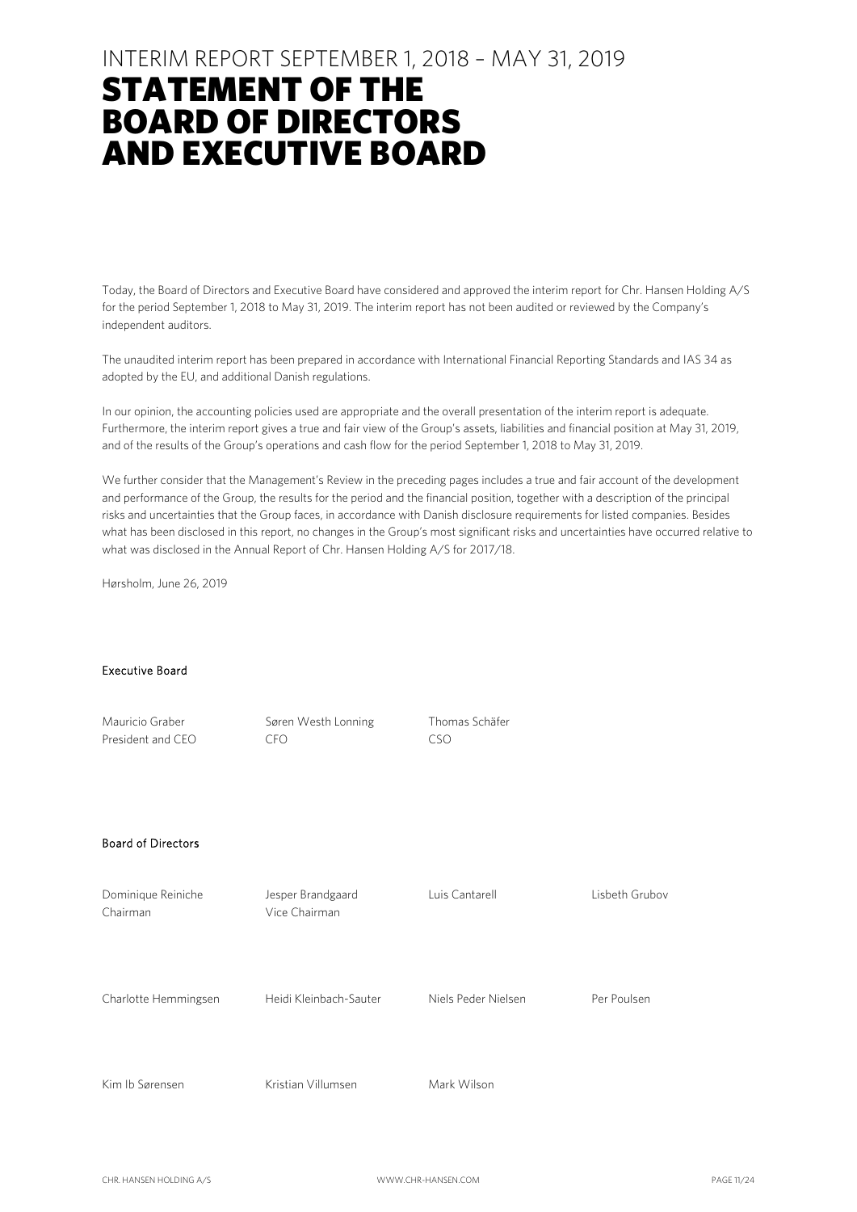INTERIM REPORT SEPTEMBER 1, 2018 – MAY 31, 2019

# STATEMENT OF THE BOARD OF DIRECTORS AND EXECUTIVE BOARD

Today, the Board of Directors and Executive Board have considered and approved the interim report for Chr. Hansen Holding A/S for the period September 1, 2018 to May 31, 2019. The interim report has not been audited or reviewed by the Company's independent auditors.

The unaudited interim report has been prepared in accordance with International Financial Reporting Standards and IAS 34 as adopted by the EU, and additional Danish regulations.

In our opinion, the accounting policies used are appropriate and the overall presentation of the interim report is adequate. Furthermore, the interim report gives a true and fair view of the Group's assets, liabilities and financial position at May 31, 2019, and of the results of the Group's operations and cash flow for the period September 1, 2018 to May 31, 2019.

We further consider that the Management's Review in the preceding pages includes a true and fair account of the development and performance of the Group, the results for the period and the financial position, together with a description of the principal risks and uncertainties that the Group faces, in accordance with Danish disclosure requirements for listed companies. Besides what has been disclosed in this report, no changes in the Group's most significant risks and uncertainties have occurred relative to what was disclosed in the Annual Report of Chr. Hansen Holding A/S for 2017/18.

Hørsholm, June 26, 2019

**Executive Board**

Mauricio Graber
President and CEO

Søren Westh Lonning
CFO

Thomas Schäfer
CSO

**Board of Directors**

Dominique Reiniche
Chairman

Jesper Brandgaard
Vice Chairman

Luis Cantarell

Lisbeth Grubov

Charlotte Hemmingsen

Heidi Kleinbach-Sauter

Niels Peder Nielsen

Per Poulsen

Kim Ib Sørensen

Kristian Villumsen

Mark Wilson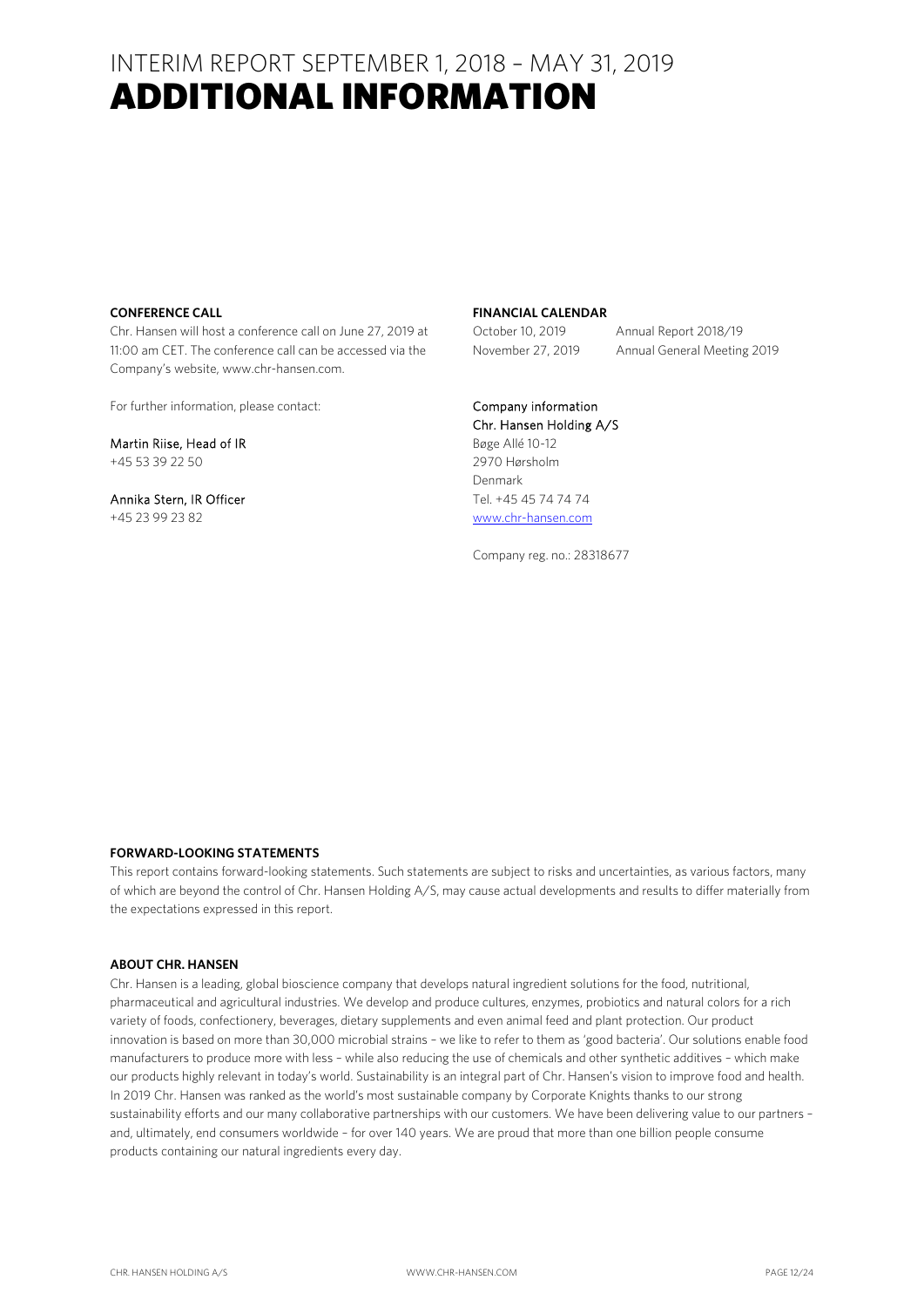# INTERIM REPORT SEPTEMBER 1, 2018 – MAY 31, 2019

# ADDITIONAL INFORMATION

**CONFERENCE CALL**

Chr. Hansen will host a conference call on June 27, 2019 at 11:00 am CET. The conference call can be accessed via the Company's website, www.chr-hansen.com.

For further information, please contact:

Martin Riise, Head of IR
+45 53 39 22 50

Annika Stern, IR Officer
+45 23 99 23 82

**FINANCIAL CALENDAR**

| | |
|---|---|
| October 10, 2019 | Annual Report 2018/19 |
| November 27, 2019 | Annual General Meeting 2019 |

Company information
Chr. Hansen Holding A/S
Bøge Allé 10-12
2970 Hørsholm
Denmark
Tel. +45 45 74 74 74
www.chr-hansen.com

Company reg. no.: 28318677

**FORWARD-LOOKING STATEMENTS**

This report contains forward-looking statements. Such statements are subject to risks and uncertainties, as various factors, many of which are beyond the control of Chr. Hansen Holding A/S, may cause actual developments and results to differ materially from the expectations expressed in this report.

**ABOUT CHR. HANSEN**

Chr. Hansen is a leading, global bioscience company that develops natural ingredient solutions for the food, nutritional, pharmaceutical and agricultural industries. We develop and produce cultures, enzymes, probiotics and natural colors for a rich variety of foods, confectionery, beverages, dietary supplements and even animal feed and plant protection. Our product innovation is based on more than 30,000 microbial strains – we like to refer to them as 'good bacteria'. Our solutions enable food manufacturers to produce more with less – while also reducing the use of chemicals and other synthetic additives – which make our products highly relevant in today's world. Sustainability is an integral part of Chr. Hansen's vision to improve food and health. In 2019 Chr. Hansen was ranked as the world's most sustainable company by Corporate Knights thanks to our strong sustainability efforts and our many collaborative partnerships with our customers. We have been delivering value to our partners – and, ultimately, end consumers worldwide – for over 140 years. We are proud that more than one billion people consume products containing our natural ingredients every day.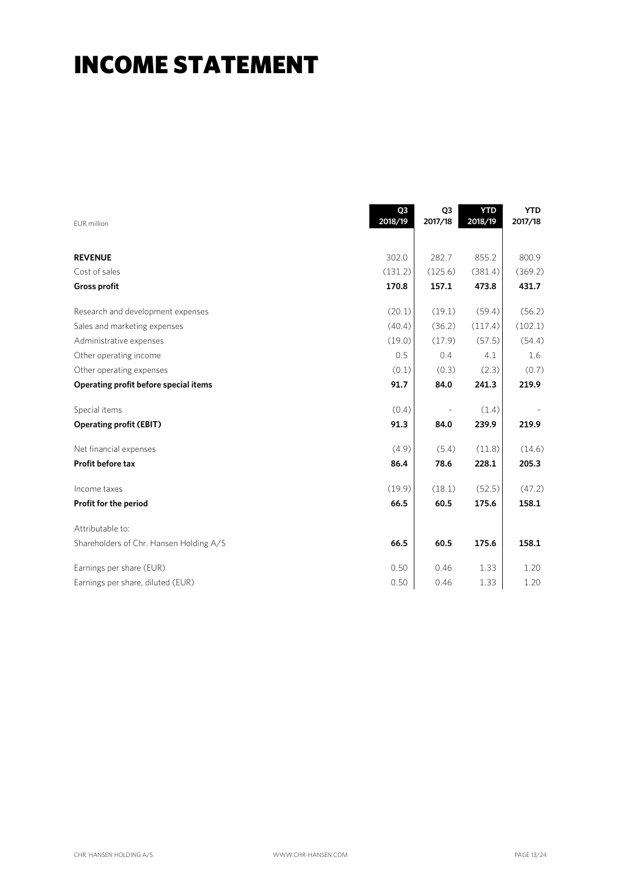# INCOME STATEMENT

| EUR million | Q3 2018/19 | Q3 2017/18 | YTD 2018/19 | YTD 2017/18 |
|---|---|---|---|---|
| **REVENUE** | 302.0 | 282.7 | 855.2 | 800.9 |
| Cost of sales | (131.2) | (125.6) | (381.4) | (369.2) |
| **Gross profit** | **170.8** | **157.1** | **473.8** | **431.7** |
| Research and development expenses | (20.1) | (19.1) | (59.4) | (56.2) |
| Sales and marketing expenses | (40.4) | (36.2) | (117.4) | (102.1) |
| Administrative expenses | (19.0) | (17.9) | (57.5) | (54.4) |
| Other operating income | 0.5 | 0.4 | 4.1 | 1.6 |
| Other operating expenses | (0.1) | (0.3) | (2.3) | (0.7) |
| **Operating profit before special items** | **91.7** | **84.0** | **241.3** | **219.9** |
| Special items | (0.4) | - | (1.4) | - |
| **Operating profit (EBIT)** | **91.3** | **84.0** | **239.9** | **219.9** |
| Net financial expenses | (4.9) | (5.4) | (11.8) | (14.6) |
| **Profit before tax** | **86.4** | **78.6** | **228.1** | **205.3** |
| Income taxes | (19.9) | (18.1) | (52.5) | (47.2) |
| **Profit for the period** | **66.5** | **60.5** | **175.6** | **158.1** |
| Attributable to: | | | | |
| Shareholders of Chr. Hansen Holding A/S | **66.5** | **60.5** | **175.6** | **158.1** |
| Earnings per share (EUR) | 0.50 | 0.46 | 1.33 | 1.20 |
| Earnings per share, diluted (EUR) | 0.50 | 0.46 | 1.33 | 1.20 |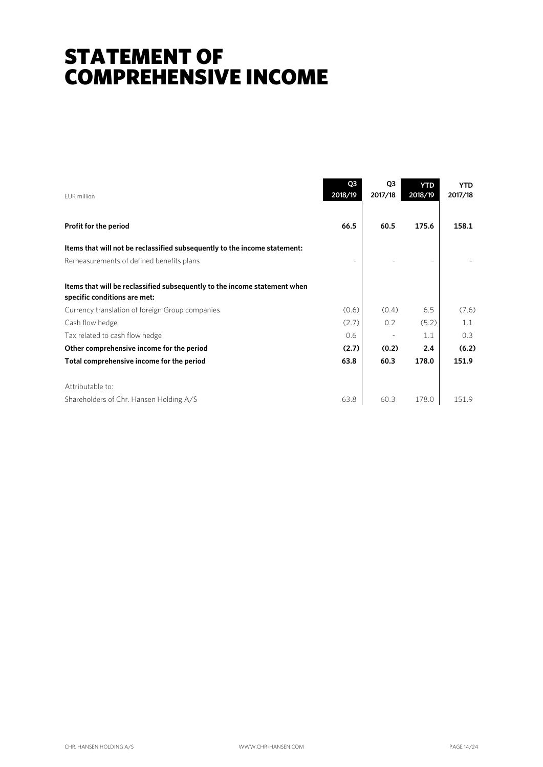# STATEMENT OF COMPREHENSIVE INCOME

| EUR million | Q3 2018/19 | Q3 2017/18 | YTD 2018/19 | YTD 2017/18 |
|---|---|---|---|---|
| **Profit for the period** | **66.5** | **60.5** | **175.6** | **158.1** |
| **Items that will not be reclassified subsequently to the income statement:** | | | | |
| Remeasurements of defined benefits plans | - | - | - | - |
| **Items that will be reclassified subsequently to the income statement when specific conditions are met:** | | | | |
| Currency translation of foreign Group companies | (0.6) | (0.4) | 6.5 | (7.6) |
| Cash flow hedge | (2.7) | 0.2 | (5.2) | 1.1 |
| Tax related to cash flow hedge | 0.6 | - | 1.1 | 0.3 |
| **Other comprehensive income for the period** | **(2.7)** | **(0.2)** | **2.4** | **(6.2)** |
| **Total comprehensive income for the period** | **63.8** | **60.3** | **178.0** | **151.9** |
| Attributable to: | | | | |
| Shareholders of Chr. Hansen Holding A/S | 63.8 | 60.3 | 178.0 | 151.9 |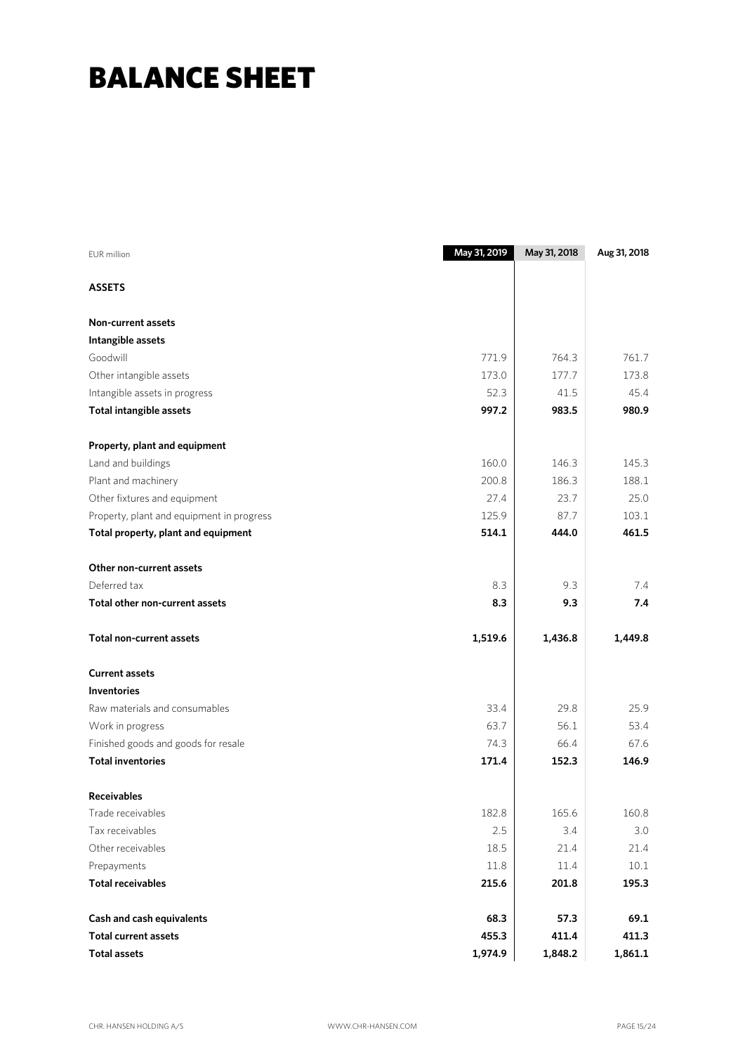# BALANCE SHEET

| EUR million | May 31, 2019 | May 31, 2018 | Aug 31, 2018 |
|---|---|---|---|
| **ASSETS** | | | |
| | | | |
| **Non-current assets** | | | |
| **Intangible assets** | | | |
| Goodwill | 771.9 | 764.3 | 761.7 |
| Other intangible assets | 173.0 | 177.7 | 173.8 |
| Intangible assets in progress | 52.3 | 41.5 | 45.4 |
| **Total intangible assets** | **997.2** | **983.5** | **980.9** |
| | | | |
| **Property, plant and equipment** | | | |
| Land and buildings | 160.0 | 146.3 | 145.3 |
| Plant and machinery | 200.8 | 186.3 | 188.1 |
| Other fixtures and equipment | 27.4 | 23.7 | 25.0 |
| Property, plant and equipment in progress | 125.9 | 87.7 | 103.1 |
| **Total property, plant and equipment** | **514.1** | **444.0** | **461.5** |
| | | | |
| **Other non-current assets** | | | |
| Deferred tax | 8.3 | 9.3 | 7.4 |
| **Total other non-current assets** | **8.3** | **9.3** | **7.4** |
| | | | |
| **Total non-current assets** | **1,519.6** | **1,436.8** | **1,449.8** |
| | | | |
| **Current assets** | | | |
| **Inventories** | | | |
| Raw materials and consumables | 33.4 | 29.8 | 25.9 |
| Work in progress | 63.7 | 56.1 | 53.4 |
| Finished goods and goods for resale | 74.3 | 66.4 | 67.6 |
| **Total inventories** | **171.4** | **152.3** | **146.9** |
| | | | |
| **Receivables** | | | |
| Trade receivables | 182.8 | 165.6 | 160.8 |
| Tax receivables | 2.5 | 3.4 | 3.0 |
| Other receivables | 18.5 | 21.4 | 21.4 |
| Prepayments | 11.8 | 11.4 | 10.1 |
| **Total receivables** | **215.6** | **201.8** | **195.3** |
| | | | |
| **Cash and cash equivalents** | **68.3** | **57.3** | **69.1** |
| **Total current assets** | **455.3** | **411.4** | **411.3** |
| **Total assets** | **1,974.9** | **1,848.2** | **1,861.1** |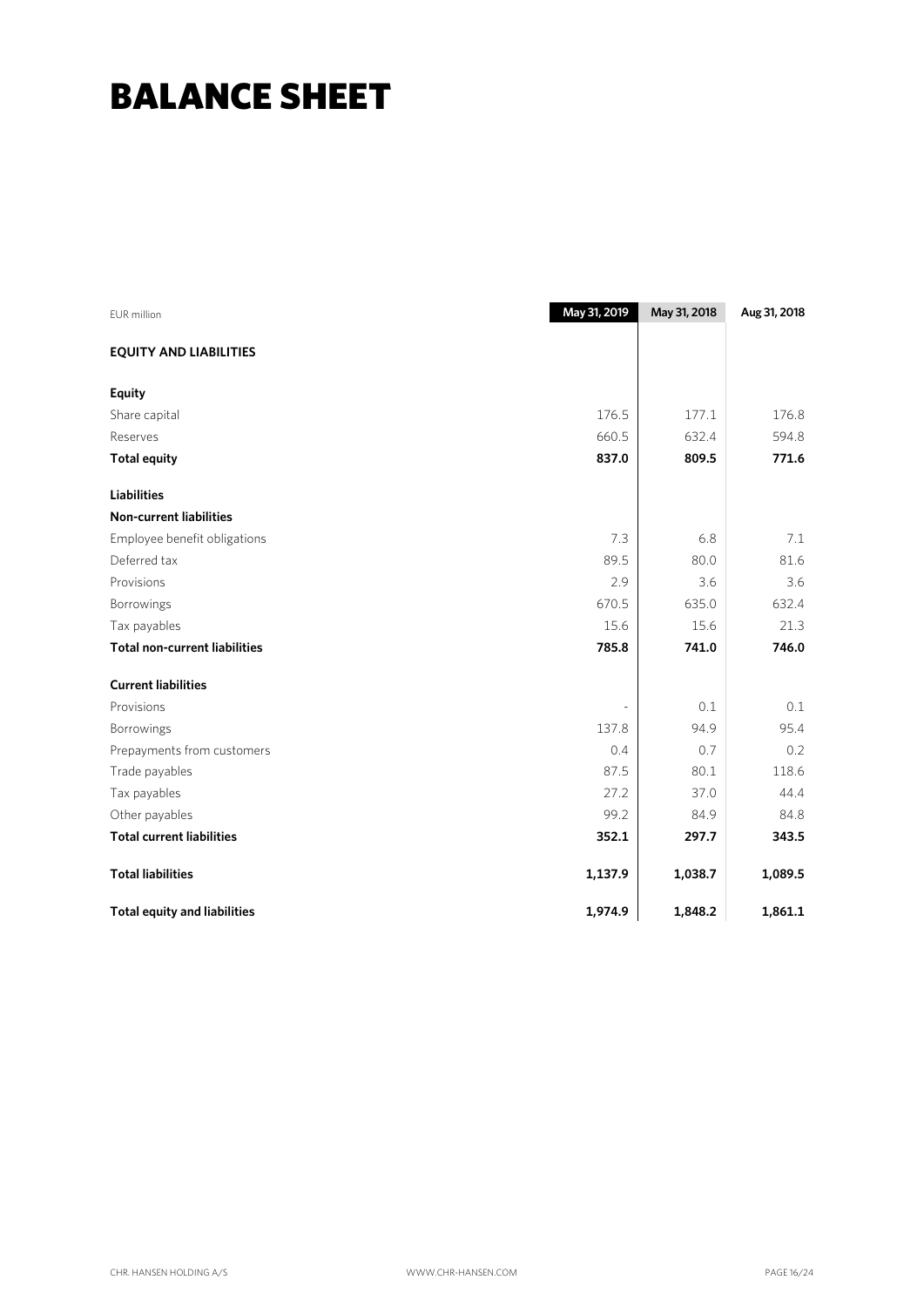# BALANCE SHEET

| EUR million | May 31, 2019 | May 31, 2018 | Aug 31, 2018 |
|---|---|---|---|
| **EQUITY AND LIABILITIES** | | | |
| **Equity** | | | |
| Share capital | 176.5 | 177.1 | 176.8 |
| Reserves | 660.5 | 632.4 | 594.8 |
| **Total equity** | **837.0** | **809.5** | **771.6** |
| **Liabilities** | | | |
| **Non-current liabilities** | | | |
| Employee benefit obligations | 7.3 | 6.8 | 7.1 |
| Deferred tax | 89.5 | 80.0 | 81.6 |
| Provisions | 2.9 | 3.6 | 3.6 |
| Borrowings | 670.5 | 635.0 | 632.4 |
| Tax payables | 15.6 | 15.6 | 21.3 |
| **Total non-current liabilities** | **785.8** | **741.0** | **746.0** |
| **Current liabilities** | | | |
| Provisions | - | 0.1 | 0.1 |
| Borrowings | 137.8 | 94.9 | 95.4 |
| Prepayments from customers | 0.4 | 0.7 | 0.2 |
| Trade payables | 87.5 | 80.1 | 118.6 |
| Tax payables | 27.2 | 37.0 | 44.4 |
| Other payables | 99.2 | 84.9 | 84.8 |
| **Total current liabilities** | **352.1** | **297.7** | **343.5** |
| **Total liabilities** | **1,137.9** | **1,038.7** | **1,089.5** |
| **Total equity and liabilities** | **1,974.9** | **1,848.2** | **1,861.1** |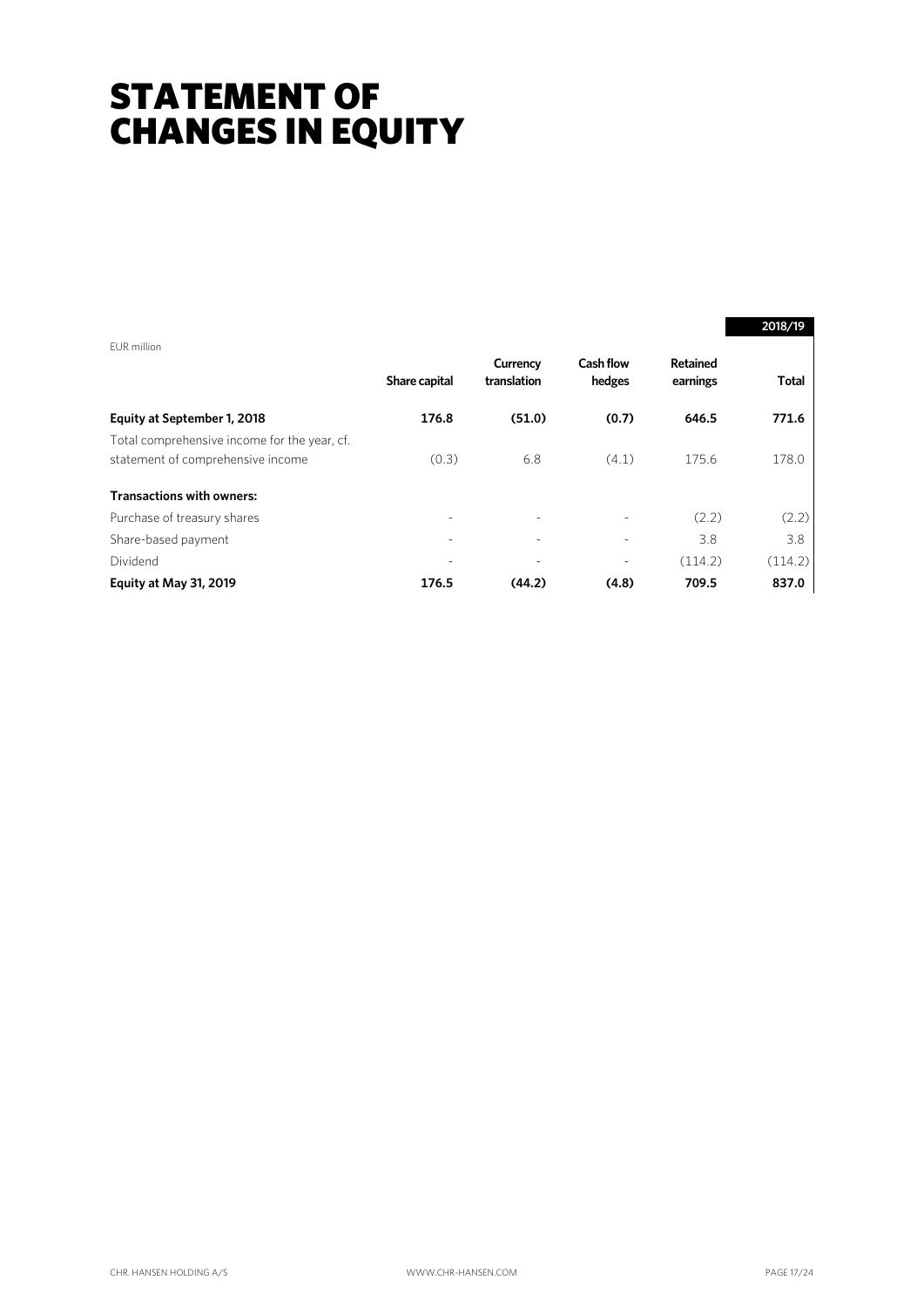# STATEMENT OF CHANGES IN EQUITY

EUR million

| | Share capital | Currency translation | Cash flow hedges | Retained earnings | 2018/19 Total |
|---|---|---|---|---|---|
| **Equity at September 1, 2018** | **176.8** | **(51.0)** | **(0.7)** | **646.5** | **771.6** |
| Total comprehensive income for the year, cf. statement of comprehensive income | (0.3) | 6.8 | (4.1) | 175.6 | 178.0 |
| **Transactions with owners:** | | | | | |
| Purchase of treasury shares | - | - | - | (2.2) | (2.2) |
| Share-based payment | - | - | - | 3.8 | 3.8 |
| Dividend | - | - | - | (114.2) | (114.2) |
| **Equity at May 31, 2019** | **176.5** | **(44.2)** | **(4.8)** | **709.5** | **837.0** |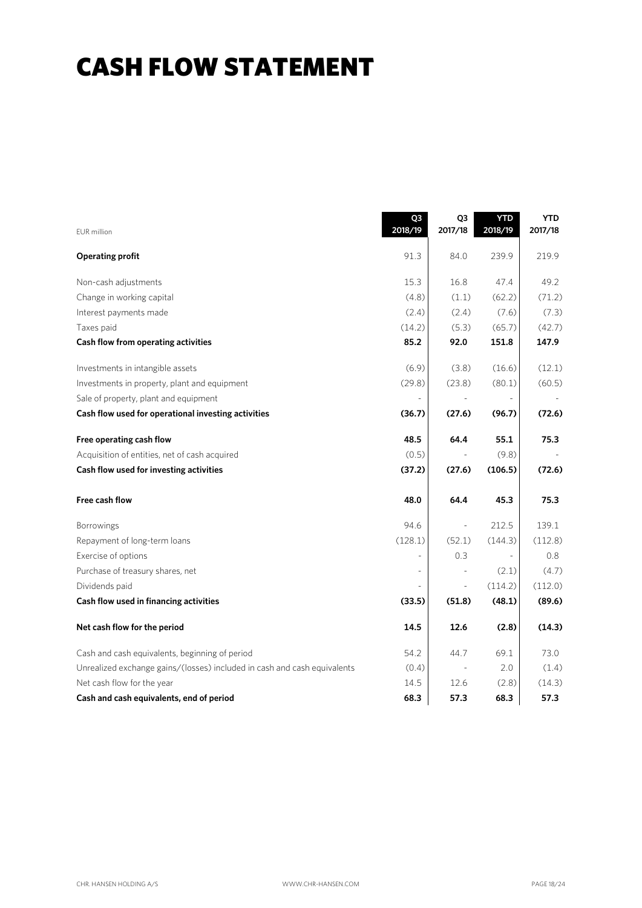# CASH FLOW STATEMENT

| EUR million | Q3 2018/19 | Q3 2017/18 | YTD 2018/19 | YTD 2017/18 |
|---|---|---|---|---|
| **Operating profit** | 91.3 | 84.0 | 239.9 | 219.9 |
| Non-cash adjustments | 15.3 | 16.8 | 47.4 | 49.2 |
| Change in working capital | (4.8) | (1.1) | (62.2) | (71.2) |
| Interest payments made | (2.4) | (2.4) | (7.6) | (7.3) |
| Taxes paid | (14.2) | (5.3) | (65.7) | (42.7) |
| **Cash flow from operating activities** | **85.2** | **92.0** | **151.8** | **147.9** |
| Investments in intangible assets | (6.9) | (3.8) | (16.6) | (12.1) |
| Investments in property, plant and equipment | (29.8) | (23.8) | (80.1) | (60.5) |
| Sale of property, plant and equipment | - | - | - | - |
| **Cash flow used for operational investing activities** | **(36.7)** | **(27.6)** | **(96.7)** | **(72.6)** |
| **Free operating cash flow** | **48.5** | **64.4** | **55.1** | **75.3** |
| Acquisition of entities, net of cash acquired | (0.5) | - | (9.8) | - |
| **Cash flow used for investing activities** | **(37.2)** | **(27.6)** | **(106.5)** | **(72.6)** |
| **Free cash flow** | **48.0** | **64.4** | **45.3** | **75.3** |
| Borrowings | 94.6 | - | 212.5 | 139.1 |
| Repayment of long-term loans | (128.1) | (52.1) | (144.3) | (112.8) |
| Exercise of options | - | 0.3 | - | 0.8 |
| Purchase of treasury shares, net | - | - | (2.1) | (4.7) |
| Dividends paid | - | - | (114.2) | (112.0) |
| **Cash flow used in financing activities** | **(33.5)** | **(51.8)** | **(48.1)** | **(89.6)** |
| **Net cash flow for the period** | **14.5** | **12.6** | **(2.8)** | **(14.3)** |
| Cash and cash equivalents, beginning of period | 54.2 | 44.7 | 69.1 | 73.0 |
| Unrealized exchange gains/(losses) included in cash and cash equivalents | (0.4) | - | 2.0 | (1.4) |
| Net cash flow for the year | 14.5 | 12.6 | (2.8) | (14.3) |
| **Cash and cash equivalents, end of period** | **68.3** | **57.3** | **68.3** | **57.3** |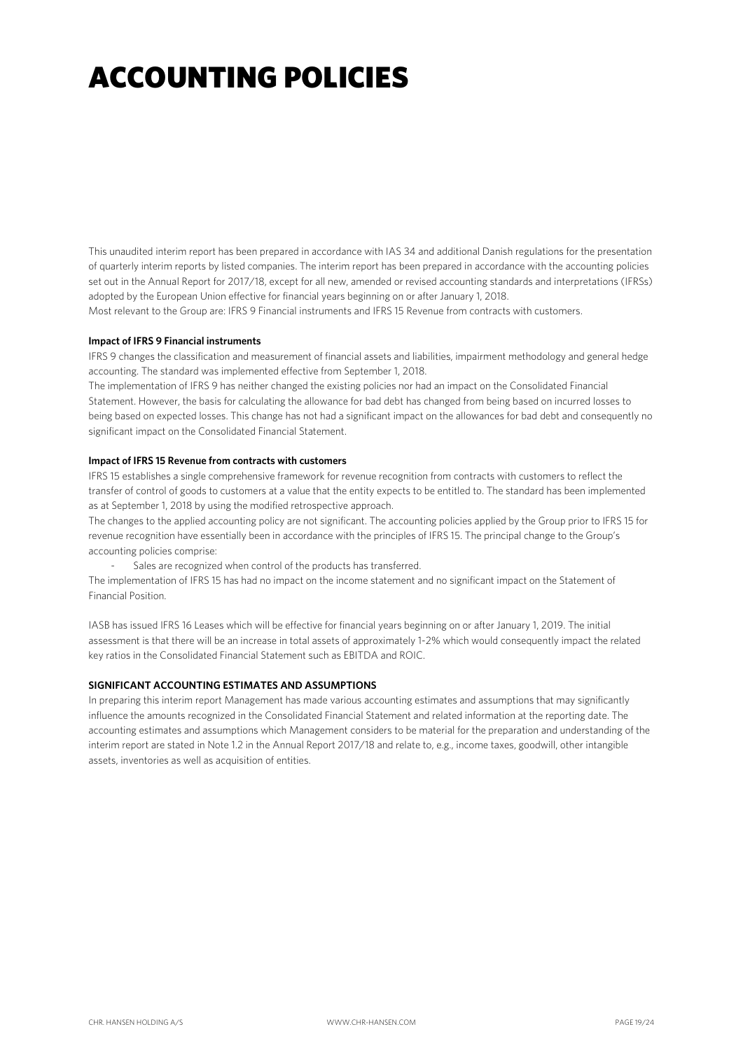# ACCOUNTING POLICIES

This unaudited interim report has been prepared in accordance with IAS 34 and additional Danish regulations for the presentation of quarterly interim reports by listed companies. The interim report has been prepared in accordance with the accounting policies set out in the Annual Report for 2017/18, except for all new, amended or revised accounting standards and interpretations (IFRSs) adopted by the European Union effective for financial years beginning on or after January 1, 2018.
Most relevant to the Group are: IFRS 9 Financial instruments and IFRS 15 Revenue from contracts with customers.

**Impact of IFRS 9 Financial instruments**

IFRS 9 changes the classification and measurement of financial assets and liabilities, impairment methodology and general hedge accounting. The standard was implemented effective from September 1, 2018.
The implementation of IFRS 9 has neither changed the existing policies nor had an impact on the Consolidated Financial Statement. However, the basis for calculating the allowance for bad debt has changed from being based on incurred losses to being based on expected losses. This change has not had a significant impact on the allowances for bad debt and consequently no significant impact on the Consolidated Financial Statement.

**Impact of IFRS 15 Revenue from contracts with customers**

IFRS 15 establishes a single comprehensive framework for revenue recognition from contracts with customers to reflect the transfer of control of goods to customers at a value that the entity expects to be entitled to. The standard has been implemented as at September 1, 2018 by using the modified retrospective approach.
The changes to the applied accounting policy are not significant. The accounting policies applied by the Group prior to IFRS 15 for revenue recognition have essentially been in accordance with the principles of IFRS 15. The principal change to the Group's accounting policies comprise:

- Sales are recognized when control of the products has transferred.

The implementation of IFRS 15 has had no impact on the income statement and no significant impact on the Statement of Financial Position.

IASB has issued IFRS 16 Leases which will be effective for financial years beginning on or after January 1, 2019. The initial assessment is that there will be an increase in total assets of approximately 1-2% which would consequently impact the related key ratios in the Consolidated Financial Statement such as EBITDA and ROIC.

**SIGNIFICANT ACCOUNTING ESTIMATES AND ASSUMPTIONS**

In preparing this interim report Management has made various accounting estimates and assumptions that may significantly influence the amounts recognized in the Consolidated Financial Statement and related information at the reporting date. The accounting estimates and assumptions which Management considers to be material for the preparation and understanding of the interim report are stated in Note 1.2 in the Annual Report 2017/18 and relate to, e.g., income taxes, goodwill, other intangible assets, inventories as well as acquisition of entities.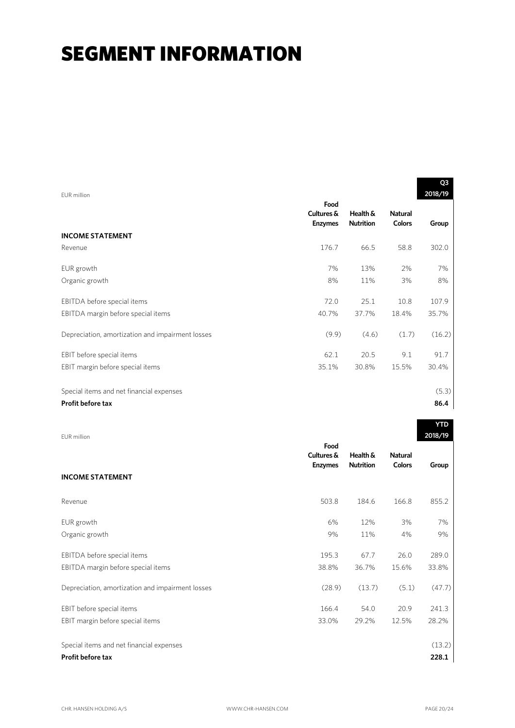# SEGMENT INFORMATION

| EUR million | | | | Q3 2018/19 |
|---|---|---|---|---|
| | Food Cultures & Enzymes | Health & Nutrition | Natural Colors | Group |
| **INCOME STATEMENT** | | | | |
| Revenue | 176.7 | 66.5 | 58.8 | 302.0 |
| EUR growth | 7% | 13% | 2% | 7% |
| Organic growth | 8% | 11% | 3% | 8% |
| EBITDA before special items | 72.0 | 25.1 | 10.8 | 107.9 |
| EBITDA margin before special items | 40.7% | 37.7% | 18.4% | 35.7% |
| Depreciation, amortization and impairment losses | (9.9) | (4.6) | (1.7) | (16.2) |
| EBIT before special items | 62.1 | 20.5 | 9.1 | 91.7 |
| EBIT margin before special items | 35.1% | 30.8% | 15.5% | 30.4% |
| Special items and net financial expenses | | | | (5.3) |
| **Profit before tax** | | | | **86.4** |

| EUR million | | | | YTD 2018/19 |
|---|---|---|---|---|
| | Food Cultures & Enzymes | Health & Nutrition | Natural Colors | Group |
| **INCOME STATEMENT** | | | | |
| Revenue | 503.8 | 184.6 | 166.8 | 855.2 |
| EUR growth | 6% | 12% | 3% | 7% |
| Organic growth | 9% | 11% | 4% | 9% |
| EBITDA before special items | 195.3 | 67.7 | 26.0 | 289.0 |
| EBITDA margin before special items | 38.8% | 36.7% | 15.6% | 33.8% |
| Depreciation, amortization and impairment losses | (28.9) | (13.7) | (5.1) | (47.7) |
| EBIT before special items | 166.4 | 54.0 | 20.9 | 241.3 |
| EBIT margin before special items | 33.0% | 29.2% | 12.5% | 28.2% |
| Special items and net financial expenses | | | | (13.2) |
| **Profit before tax** | | | | **228.1** |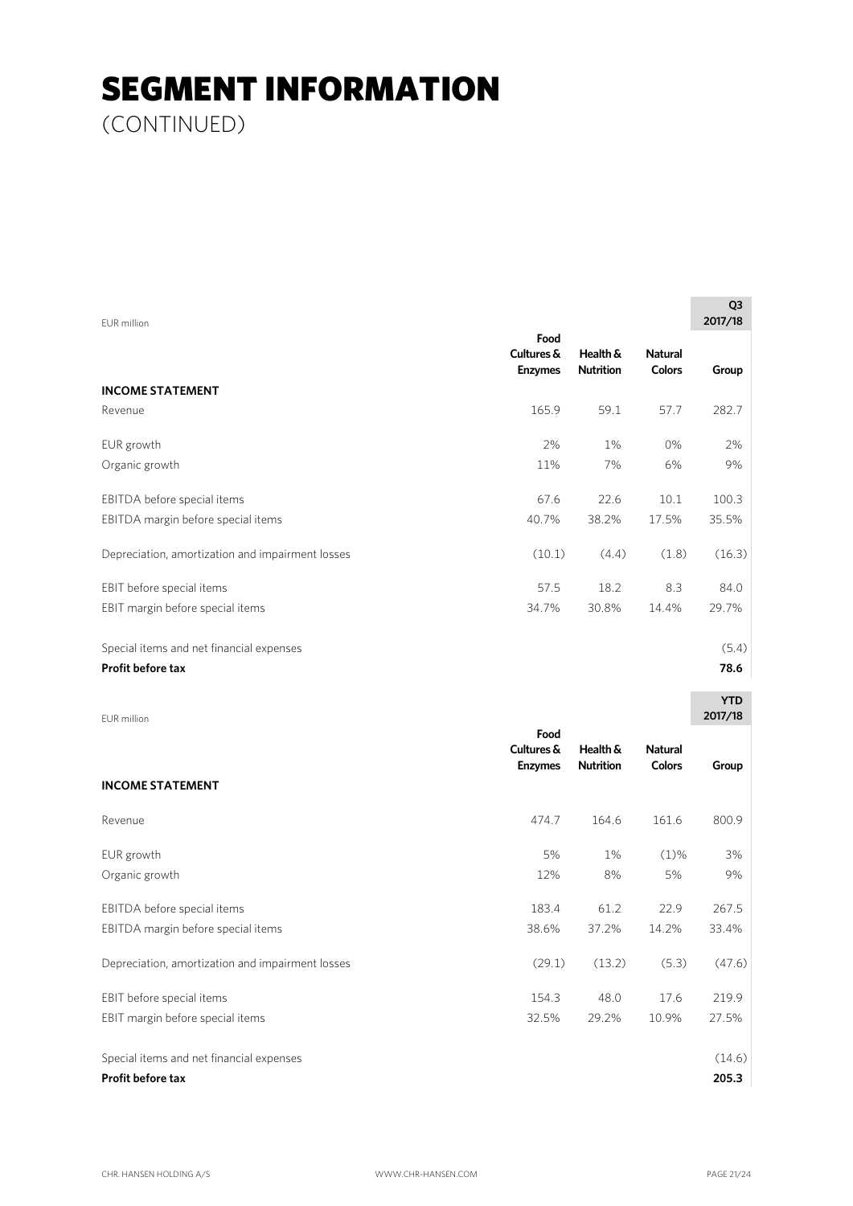# SEGMENT INFORMATION
(CONTINUED)

| EUR million | Food Cultures & Enzymes | Health & Nutrition | Natural Colors | Q3 2017/18 Group |
|---|---|---|---|---|
| **INCOME STATEMENT** | | | | |
| Revenue | 165.9 | 59.1 | 57.7 | 282.7 |
| EUR growth | 2% | 1% | 0% | 2% |
| Organic growth | 11% | 7% | 6% | 9% |
| EBITDA before special items | 67.6 | 22.6 | 10.1 | 100.3 |
| EBITDA margin before special items | 40.7% | 38.2% | 17.5% | 35.5% |
| Depreciation, amortization and impairment losses | (10.1) | (4.4) | (1.8) | (16.3) |
| EBIT before special items | 57.5 | 18.2 | 8.3 | 84.0 |
| EBIT margin before special items | 34.7% | 30.8% | 14.4% | 29.7% |
| Special items and net financial expenses | | | | (5.4) |
| **Profit before tax** | | | | **78.6** |

| EUR million | Food Cultures & Enzymes | Health & Nutrition | Natural Colors | YTD 2017/18 Group |
|---|---|---|---|---|
| **INCOME STATEMENT** | | | | |
| Revenue | 474.7 | 164.6 | 161.6 | 800.9 |
| EUR growth | 5% | 1% | (1)% | 3% |
| Organic growth | 12% | 8% | 5% | 9% |
| EBITDA before special items | 183.4 | 61.2 | 22.9 | 267.5 |
| EBITDA margin before special items | 38.6% | 37.2% | 14.2% | 33.4% |
| Depreciation, amortization and impairment losses | (29.1) | (13.2) | (5.3) | (47.6) |
| EBIT before special items | 154.3 | 48.0 | 17.6 | 219.9 |
| EBIT margin before special items | 32.5% | 29.2% | 10.9% | 27.5% |
| Special items and net financial expenses | | | | (14.6) |
| **Profit before tax** | | | | **205.3** |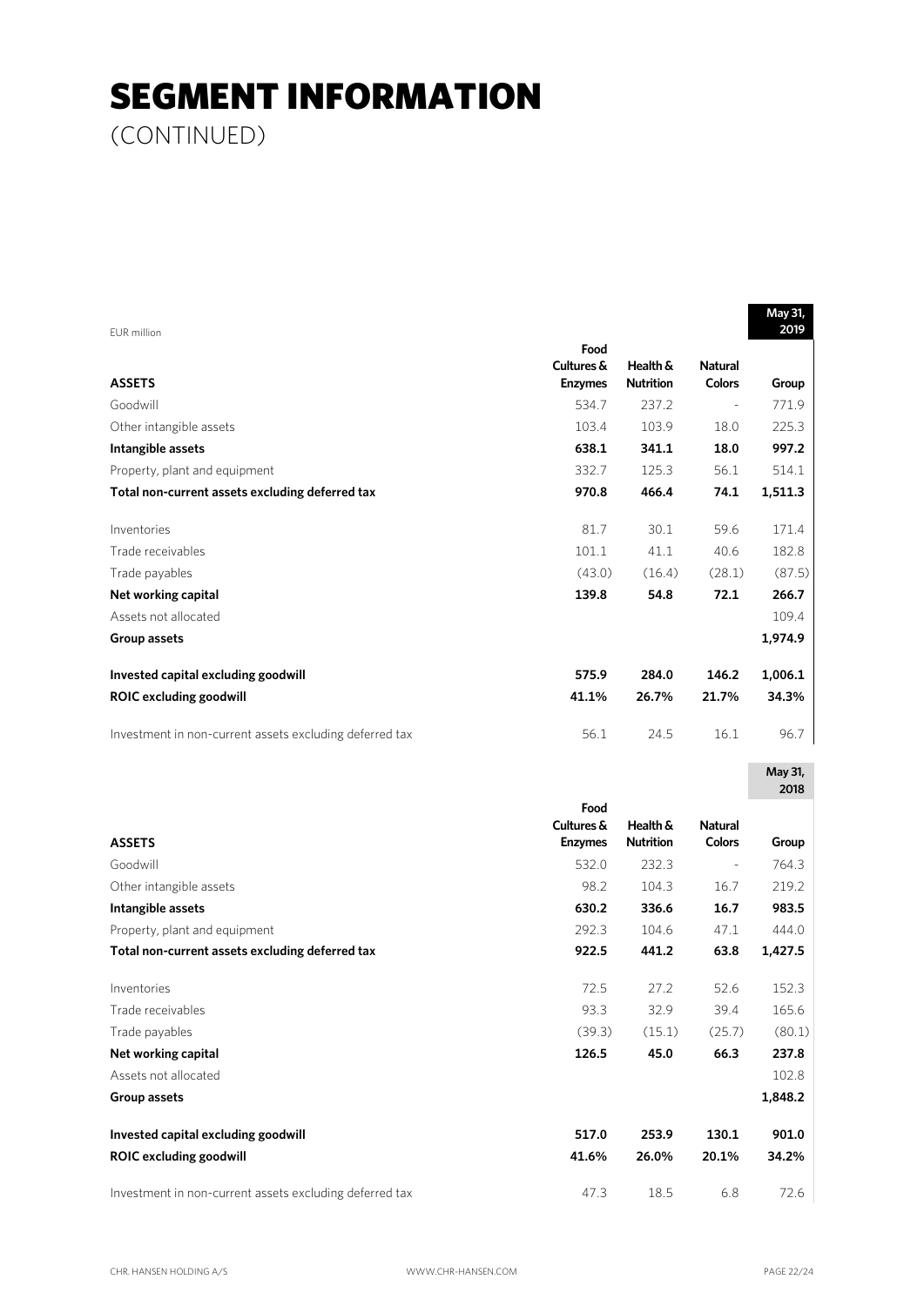# SEGMENT INFORMATION
(CONTINUED)

EUR million

| ASSETS | Food Cultures & Enzymes | Health & Nutrition | Natural Colors | May 31, 2019 Group |
|---|---|---|---|---|
| Goodwill | 534.7 | 237.2 | - | 771.9 |
| Other intangible assets | 103.4 | 103.9 | 18.0 | 225.3 |
| **Intangible assets** | **638.1** | **341.1** | **18.0** | **997.2** |
| Property, plant and equipment | 332.7 | 125.3 | 56.1 | 514.1 |
| **Total non-current assets excluding deferred tax** | **970.8** | **466.4** | **74.1** | **1,511.3** |
| Inventories | 81.7 | 30.1 | 59.6 | 171.4 |
| Trade receivables | 101.1 | 41.1 | 40.6 | 182.8 |
| Trade payables | (43.0) | (16.4) | (28.1) | (87.5) |
| **Net working capital** | **139.8** | **54.8** | **72.1** | **266.7** |
| Assets not allocated | | | | 109.4 |
| **Group assets** | | | | **1,974.9** |
| **Invested capital excluding goodwill** | **575.9** | **284.0** | **146.2** | **1,006.1** |
| **ROIC excluding goodwill** | **41.1%** | **26.7%** | **21.7%** | **34.3%** |
| Investment in non-current assets excluding deferred tax | 56.1 | 24.5 | 16.1 | 96.7 |

| ASSETS | Food Cultures & Enzymes | Health & Nutrition | Natural Colors | May 31, 2018 Group |
|---|---|---|---|---|
| Goodwill | 532.0 | 232.3 | - | 764.3 |
| Other intangible assets | 98.2 | 104.3 | 16.7 | 219.2 |
| **Intangible assets** | **630.2** | **336.6** | **16.7** | **983.5** |
| Property, plant and equipment | 292.3 | 104.6 | 47.1 | 444.0 |
| **Total non-current assets excluding deferred tax** | **922.5** | **441.2** | **63.8** | **1,427.5** |
| Inventories | 72.5 | 27.2 | 52.6 | 152.3 |
| Trade receivables | 93.3 | 32.9 | 39.4 | 165.6 |
| Trade payables | (39.3) | (15.1) | (25.7) | (80.1) |
| **Net working capital** | **126.5** | **45.0** | **66.3** | **237.8** |
| Assets not allocated | | | | 102.8 |
| **Group assets** | | | | **1,848.2** |
| **Invested capital excluding goodwill** | **517.0** | **253.9** | **130.1** | **901.0** |
| **ROIC excluding goodwill** | **41.6%** | **26.0%** | **20.1%** | **34.2%** |
| Investment in non-current assets excluding deferred tax | 47.3 | 18.5 | 6.8 | 72.6 |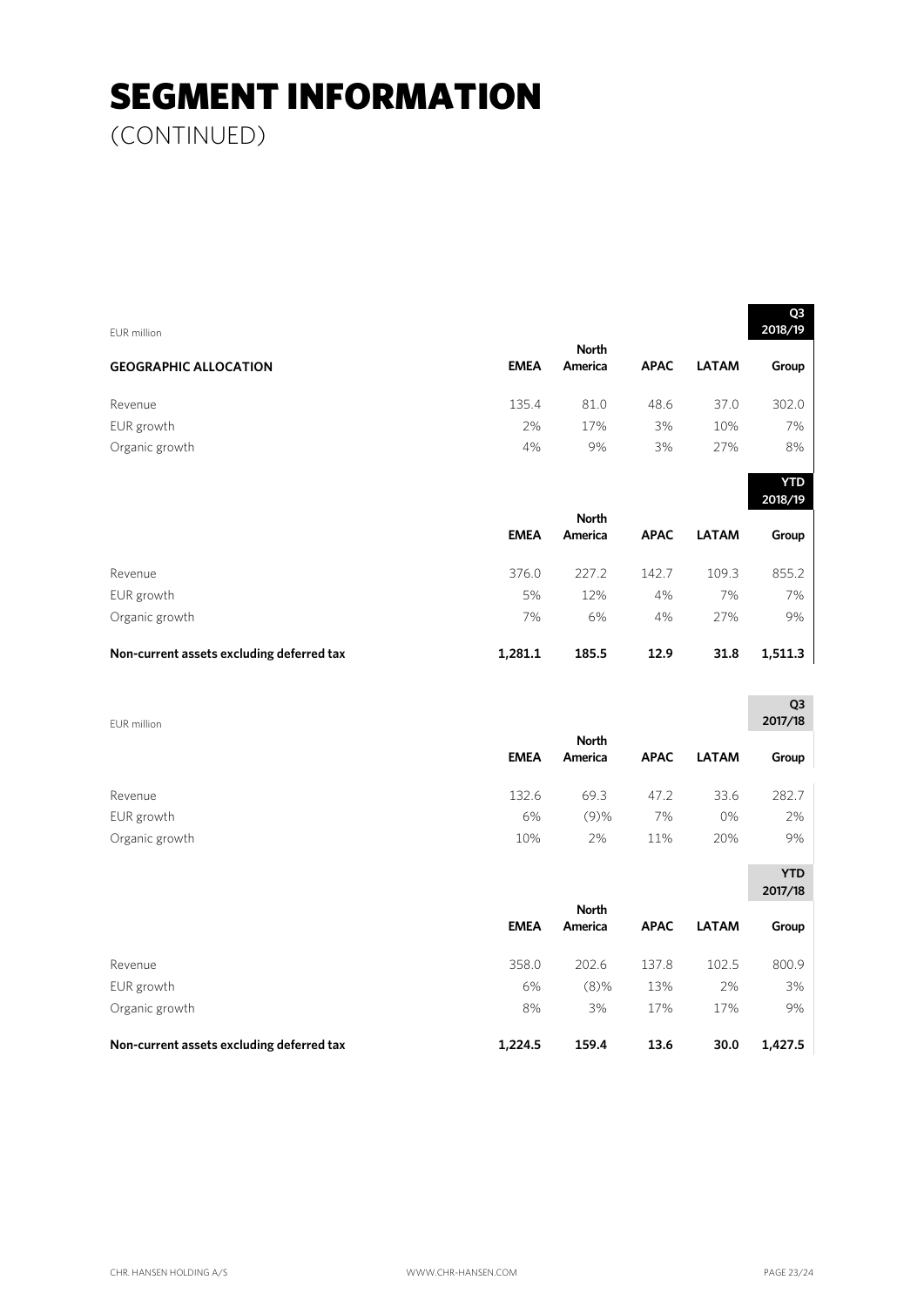# SEGMENT INFORMATION
(CONTINUED)

EUR million

| GEOGRAPHIC ALLOCATION | EMEA | North America | APAC | LATAM | Group Q3 2018/19 |
|---|---|---|---|---|---|
| Revenue | 135.4 | 81.0 | 48.6 | 37.0 | 302.0 |
| EUR growth | 2% | 17% | 3% | 10% | 7% |
| Organic growth | 4% | 9% | 3% | 27% | 8% |

| | EMEA | North America | APAC | LATAM | Group YTD 2018/19 |
|---|---|---|---|---|---|
| Revenue | 376.0 | 227.2 | 142.7 | 109.3 | 855.2 |
| EUR growth | 5% | 12% | 4% | 7% | 7% |
| Organic growth | 7% | 6% | 4% | 27% | 9% |
| **Non-current assets excluding deferred tax** | **1,281.1** | **185.5** | **12.9** | **31.8** | **1,511.3** |

EUR million

| | EMEA | North America | APAC | LATAM | Group Q3 2017/18 |
|---|---|---|---|---|---|
| Revenue | 132.6 | 69.3 | 47.2 | 33.6 | 282.7 |
| EUR growth | 6% | (9)% | 7% | 0% | 2% |
| Organic growth | 10% | 2% | 11% | 20% | 9% |

| | EMEA | North America | APAC | LATAM | Group YTD 2017/18 |
|---|---|---|---|---|---|
| Revenue | 358.0 | 202.6 | 137.8 | 102.5 | 800.9 |
| EUR growth | 6% | (8)% | 13% | 2% | 3% |
| Organic growth | 8% | 3% | 17% | 17% | 9% |
| **Non-current assets excluding deferred tax** | **1,224.5** | **159.4** | **13.6** | **30.0** | **1,427.5** |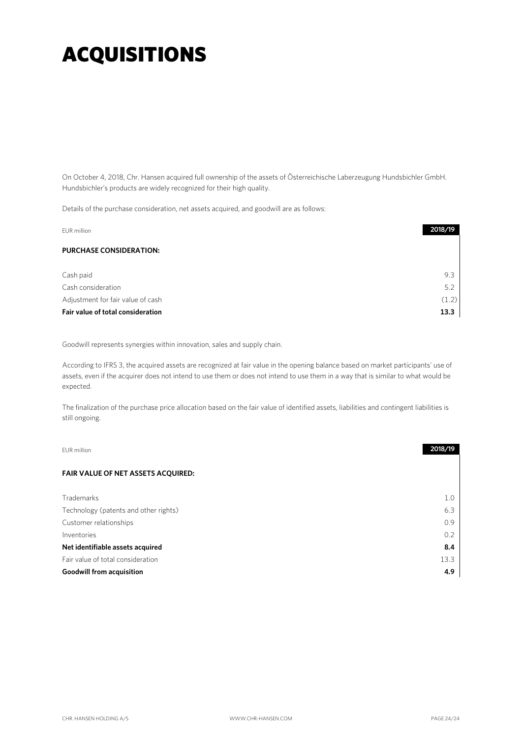# ACQUISITIONS

On October 4, 2018, Chr. Hansen acquired full ownership of the assets of Österreichische Laberzeugung Hundsbichler GmbH. Hundsbichler's products are widely recognized for their high quality.

Details of the purchase consideration, net assets acquired, and goodwill are as follows:

| EUR million | 2018/19 |
| --- | --- |
| **PURCHASE CONSIDERATION:** | |
| Cash paid | 9.3 |
| Cash consideration | 5.2 |
| Adjustment for fair value of cash | (1.2) |
| **Fair value of total consideration** | **13.3** |

Goodwill represents synergies within innovation, sales and supply chain.

According to IFRS 3, the acquired assets are recognized at fair value in the opening balance based on market participants' use of assets, even if the acquirer does not intend to use them or does not intend to use them in a way that is similar to what would be expected.

The finalization of the purchase price allocation based on the fair value of identified assets, liabilities and contingent liabilities is still ongoing.

| EUR million | 2018/19 |
| --- | --- |
| **FAIR VALUE OF NET ASSETS ACQUIRED:** | |
| Trademarks | 1.0 |
| Technology (patents and other rights) | 6.3 |
| Customer relationships | 0.9 |
| Inventories | 0.2 |
| **Net identifiable assets acquired** | **8.4** |
| Fair value of total consideration | 13.3 |
| **Goodwill from acquisition** | **4.9** |